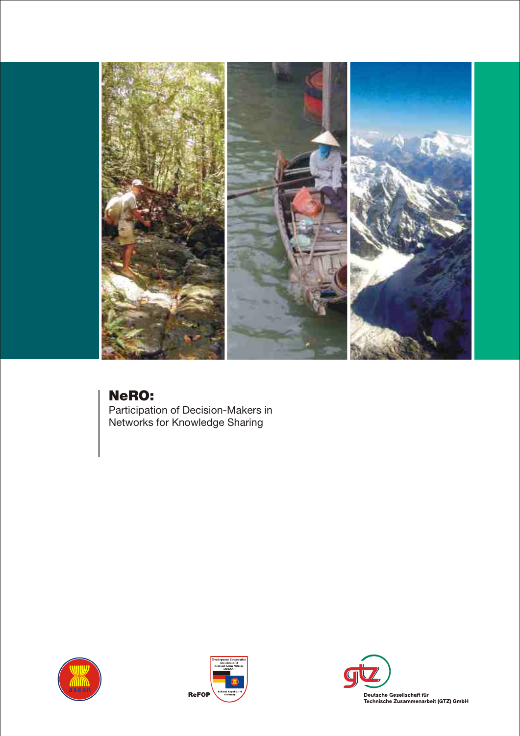# NeRO:

Participation of Decision-Makers in Networks for Knowledge Sharing

asean

Development Co-operation Association of Southeast Asian Nations (ASEAN) Federal Republic of Germany

ReFOP

gtz

Deutsche Gesellschaft für Technische Zusammenarbeit (GTZ) GmbH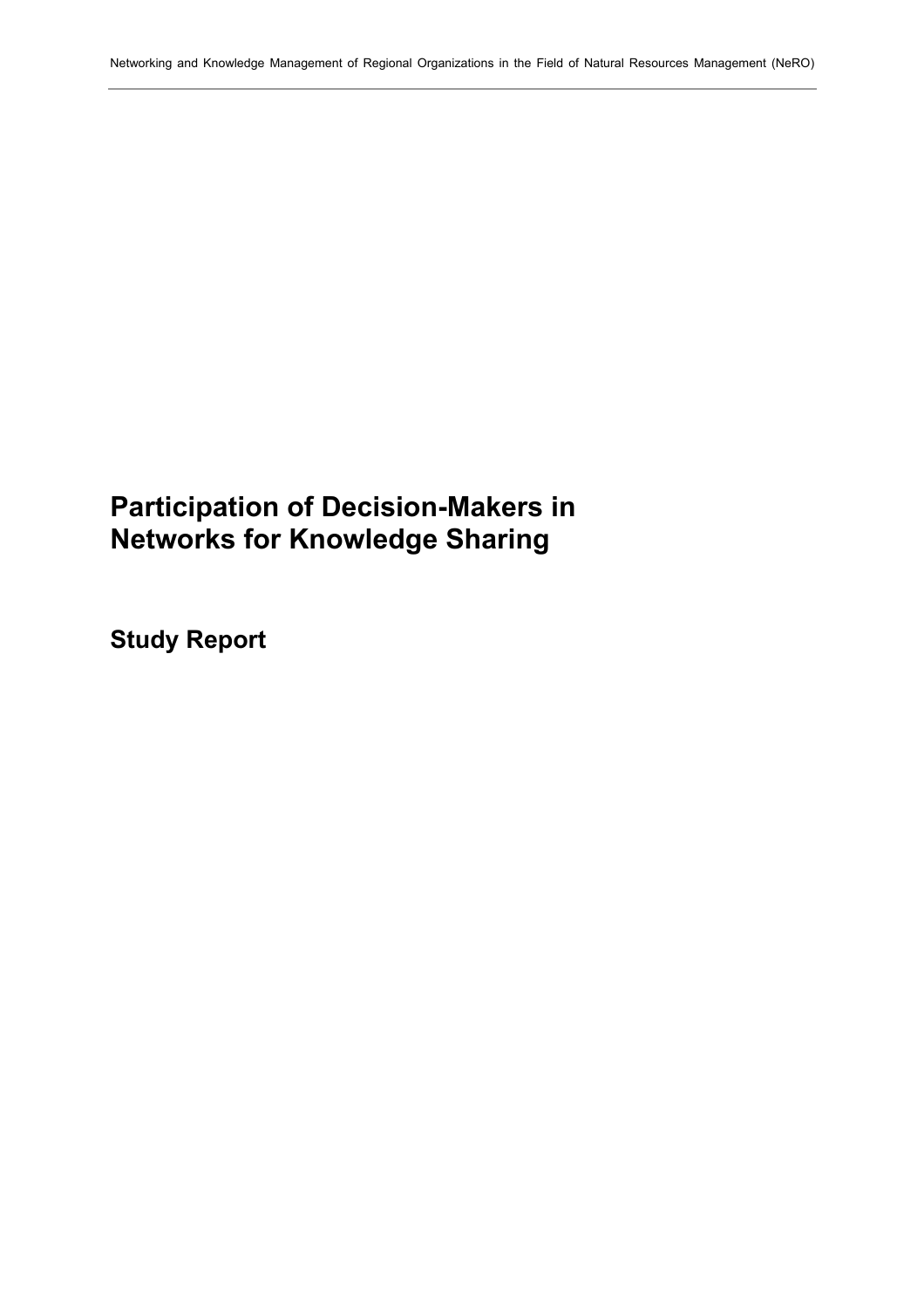# Participation of Decision-Makers in Networks for Knowledge Sharing

## Study Report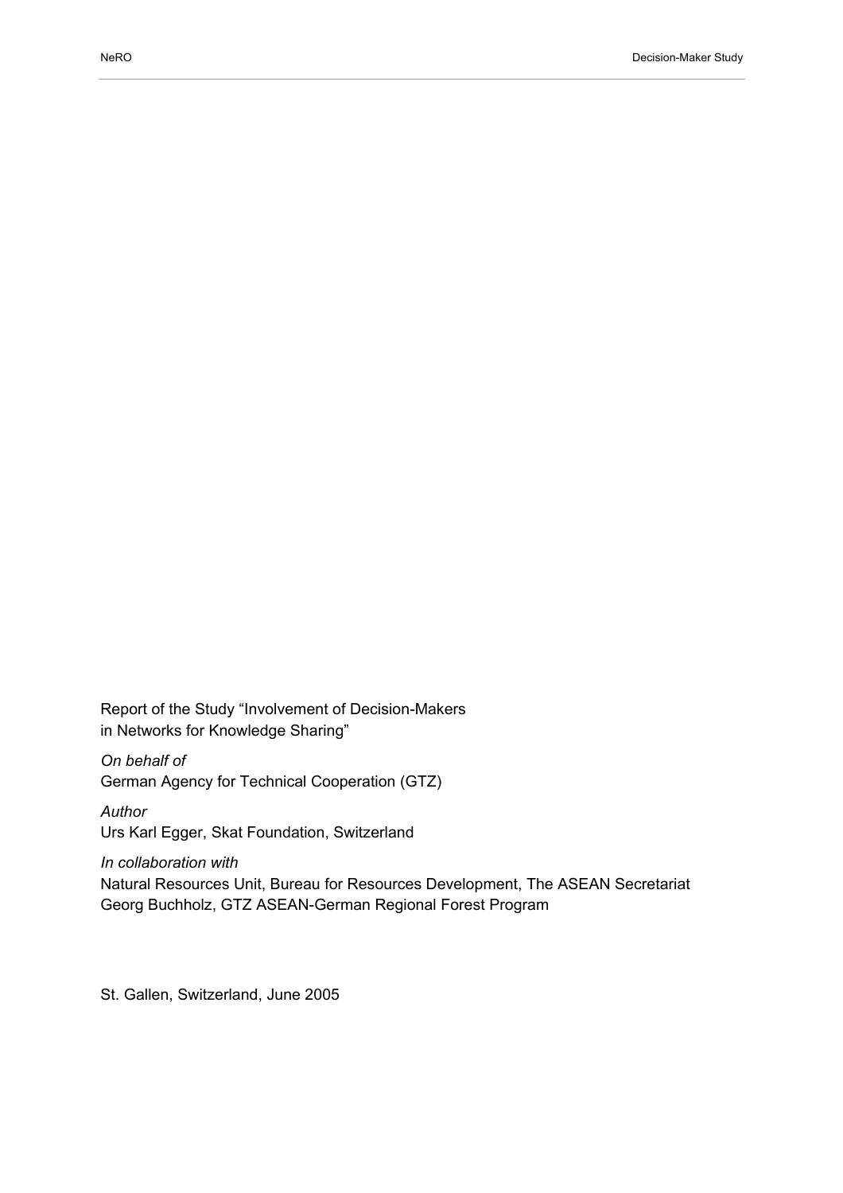Report of the Study “Involvement of Decision-Makers in Networks for Knowledge Sharing”

*On behalf of*
German Agency for Technical Cooperation (GTZ)

*Author*
Urs Karl Egger, Skat Foundation, Switzerland

*In collaboration with*
Natural Resources Unit, Bureau for Resources Development, The ASEAN Secretariat
Georg Buchholz, GTZ ASEAN-German Regional Forest Program

St. Gallen, Switzerland, June 2005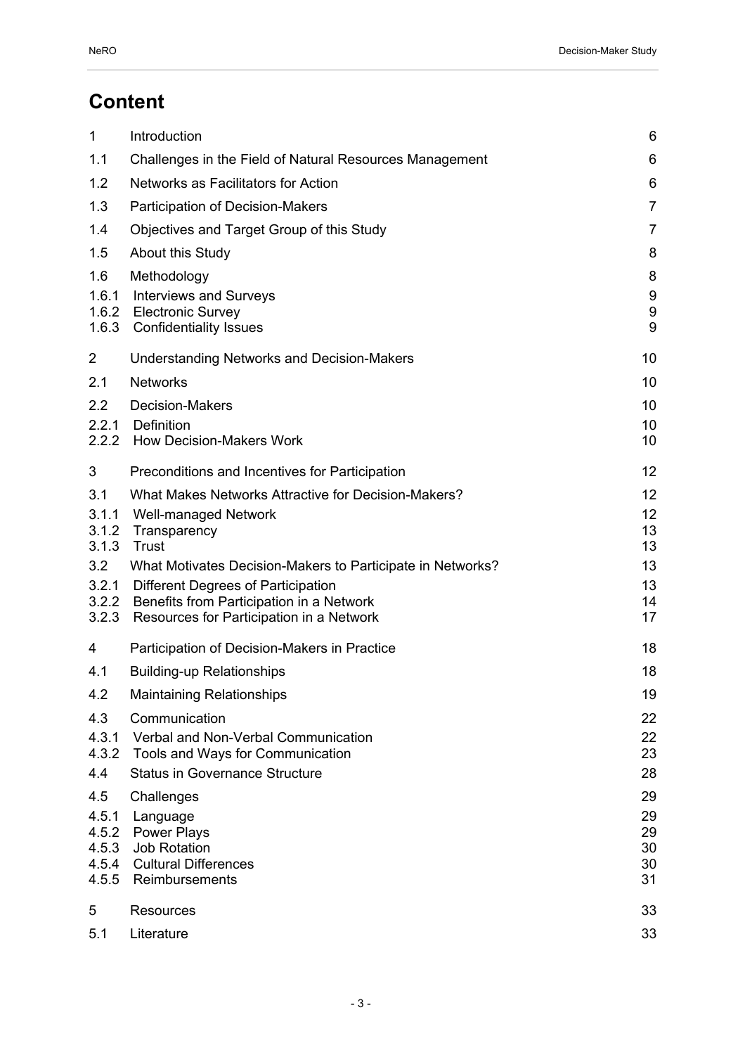# Content

| | | |
|---|---|---|
| 1 | Introduction | 6 |
| 1.1 | Challenges in the Field of Natural Resources Management | 6 |
| 1.2 | Networks as Facilitators for Action | 6 |
| 1.3 | Participation of Decision-Makers | 7 |
| 1.4 | Objectives and Target Group of this Study | 7 |
| 1.5 | About this Study | 8 |
| 1.6 | Methodology | 8 |
| 1.6.1 | Interviews and Surveys | 9 |
| 1.6.2 | Electronic Survey | 9 |
| 1.6.3 | Confidentiality Issues | 9 |
| 2 | Understanding Networks and Decision-Makers | 10 |
| 2.1 | Networks | 10 |
| 2.2 | Decision-Makers | 10 |
| 2.2.1 | Definition | 10 |
| 2.2.2 | How Decision-Makers Work | 10 |
| 3 | Preconditions and Incentives for Participation | 12 |
| 3.1 | What Makes Networks Attractive for Decision-Makers? | 12 |
| 3.1.1 | Well-managed Network | 12 |
| 3.1.2 | Transparency | 13 |
| 3.1.3 | Trust | 13 |
| 3.2 | What Motivates Decision-Makers to Participate in Networks? | 13 |
| 3.2.1 | Different Degrees of Participation | 13 |
| 3.2.2 | Benefits from Participation in a Network | 14 |
| 3.2.3 | Resources for Participation in a Network | 17 |
| 4 | Participation of Decision-Makers in Practice | 18 |
| 4.1 | Building-up Relationships | 18 |
| 4.2 | Maintaining Relationships | 19 |
| 4.3 | Communication | 22 |
| 4.3.1 | Verbal and Non-Verbal Communication | 22 |
| 4.3.2 | Tools and Ways for Communication | 23 |
| 4.4 | Status in Governance Structure | 28 |
| 4.5 | Challenges | 29 |
| 4.5.1 | Language | 29 |
| 4.5.2 | Power Plays | 29 |
| 4.5.3 | Job Rotation | 30 |
| 4.5.4 | Cultural Differences | 30 |
| 4.5.5 | Reimbursements | 31 |
| 5 | Resources | 33 |
| 5.1 | Literature | 33 |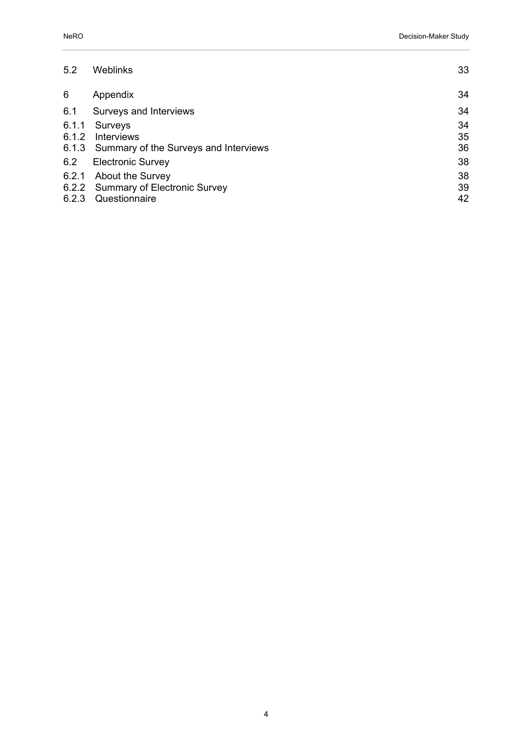| | | |
|---|---|---|
| 5.2 | Weblinks | 33 |
| 6 | Appendix | 34 |
| 6.1 | Surveys and Interviews | 34 |
| 6.1.1 | Surveys | 34 |
| 6.1.2 | Interviews | 35 |
| 6.1.3 | Summary of the Surveys and Interviews | 36 |
| 6.2 | Electronic Survey | 38 |
| 6.2.1 | About the Survey | 38 |
| 6.2.2 | Summary of Electronic Survey | 39 |
| 6.2.3 | Questionnaire | 42 |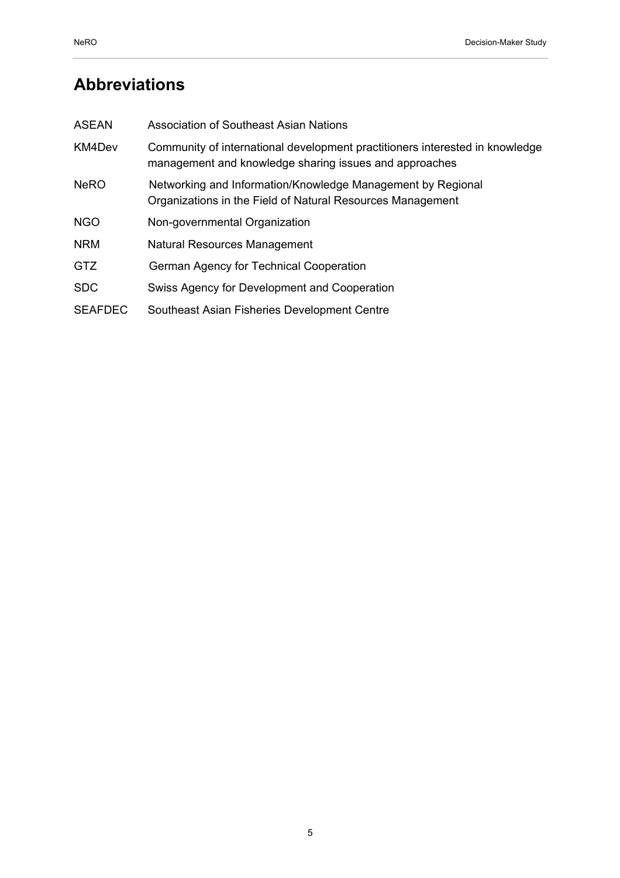# Abbreviations

| | |
|---|---|
| ASEAN | Association of Southeast Asian Nations |
| KM4Dev | Community of international development practitioners interested in knowledge management and knowledge sharing issues and approaches |
| NeRO | Networking and Information/Knowledge Management by Regional Organizations in the Field of Natural Resources Management |
| NGO | Non-governmental Organization |
| NRM | Natural Resources Management |
| GTZ | German Agency for Technical Cooperation |
| SDC | Swiss Agency for Development and Cooperation |
| SEAFDEC | Southeast Asian Fisheries Development Centre |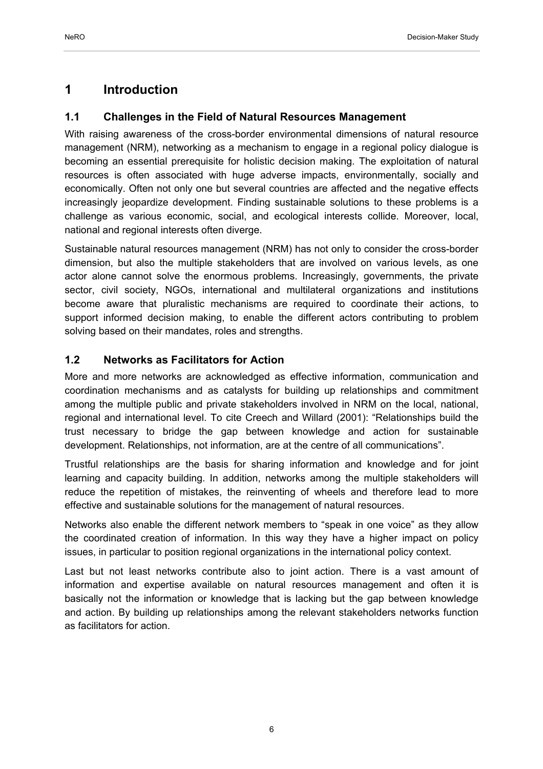# 1 Introduction

## 1.1 Challenges in the Field of Natural Resources Management

With raising awareness of the cross-border environmental dimensions of natural resource management (NRM), networking as a mechanism to engage in a regional policy dialogue is becoming an essential prerequisite for holistic decision making. The exploitation of natural resources is often associated with huge adverse impacts, environmentally, socially and economically. Often not only one but several countries are affected and the negative effects increasingly jeopardize development. Finding sustainable solutions to these problems is a challenge as various economic, social, and ecological interests collide. Moreover, local, national and regional interests often diverge.

Sustainable natural resources management (NRM) has not only to consider the cross-border dimension, but also the multiple stakeholders that are involved on various levels, as one actor alone cannot solve the enormous problems. Increasingly, governments, the private sector, civil society, NGOs, international and multilateral organizations and institutions become aware that pluralistic mechanisms are required to coordinate their actions, to support informed decision making, to enable the different actors contributing to problem solving based on their mandates, roles and strengths.

## 1.2 Networks as Facilitators for Action

More and more networks are acknowledged as effective information, communication and coordination mechanisms and as catalysts for building up relationships and commitment among the multiple public and private stakeholders involved in NRM on the local, national, regional and international level. To cite Creech and Willard (2001): "Relationships build the trust necessary to bridge the gap between knowledge and action for sustainable development. Relationships, not information, are at the centre of all communications".

Trustful relationships are the basis for sharing information and knowledge and for joint learning and capacity building. In addition, networks among the multiple stakeholders will reduce the repetition of mistakes, the reinventing of wheels and therefore lead to more effective and sustainable solutions for the management of natural resources.

Networks also enable the different network members to "speak in one voice" as they allow the coordinated creation of information. In this way they have a higher impact on policy issues, in particular to position regional organizations in the international policy context.

Last but not least networks contribute also to joint action. There is a vast amount of information and expertise available on natural resources management and often it is basically not the information or knowledge that is lacking but the gap between knowledge and action. By building up relationships among the relevant stakeholders networks function as facilitators for action.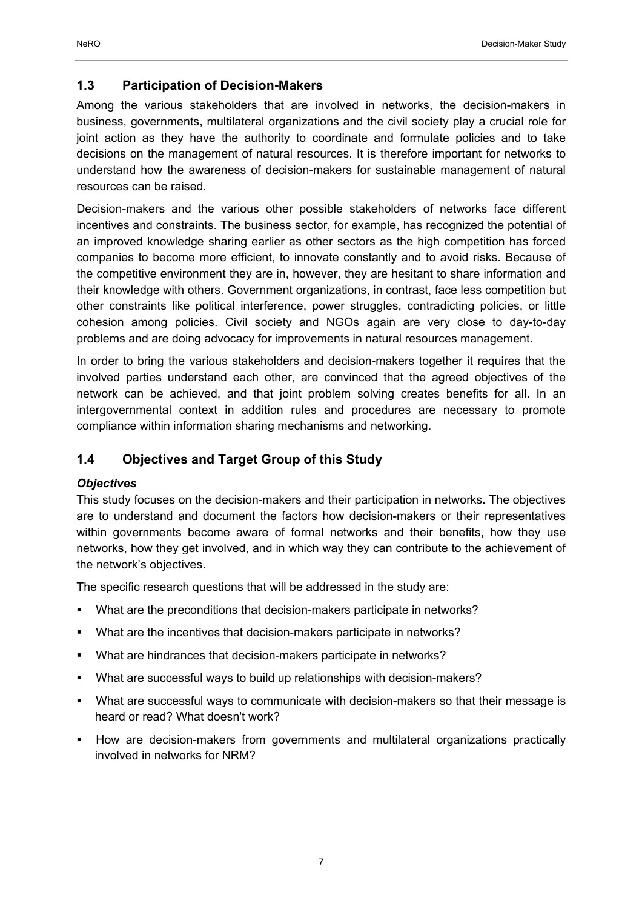## 1.3 Participation of Decision-Makers

Among the various stakeholders that are involved in networks, the decision-makers in business, governments, multilateral organizations and the civil society play a crucial role for joint action as they have the authority to coordinate and formulate policies and to take decisions on the management of natural resources. It is therefore important for networks to understand how the awareness of decision-makers for sustainable management of natural resources can be raised.

Decision-makers and the various other possible stakeholders of networks face different incentives and constraints. The business sector, for example, has recognized the potential of an improved knowledge sharing earlier as other sectors as the high competition has forced companies to become more efficient, to innovate constantly and to avoid risks. Because of the competitive environment they are in, however, they are hesitant to share information and their knowledge with others. Government organizations, in contrast, face less competition but other constraints like political interference, power struggles, contradicting policies, or little cohesion among policies. Civil society and NGOs again are very close to day-to-day problems and are doing advocacy for improvements in natural resources management.

In order to bring the various stakeholders and decision-makers together it requires that the involved parties understand each other, are convinced that the agreed objectives of the network can be achieved, and that joint problem solving creates benefits for all. In an intergovernmental context in addition rules and procedures are necessary to promote compliance within information sharing mechanisms and networking.

## 1.4 Objectives and Target Group of this Study

***Objectives***

This study focuses on the decision-makers and their participation in networks. The objectives are to understand and document the factors how decision-makers or their representatives within governments become aware of formal networks and their benefits, how they use networks, how they get involved, and in which way they can contribute to the achievement of the network's objectives.

The specific research questions that will be addressed in the study are:

- What are the preconditions that decision-makers participate in networks?
- What are the incentives that decision-makers participate in networks?
- What are hindrances that decision-makers participate in networks?
- What are successful ways to build up relationships with decision-makers?
- What are successful ways to communicate with decision-makers so that their message is heard or read? What doesn't work?
- How are decision-makers from governments and multilateral organizations practically involved in networks for NRM?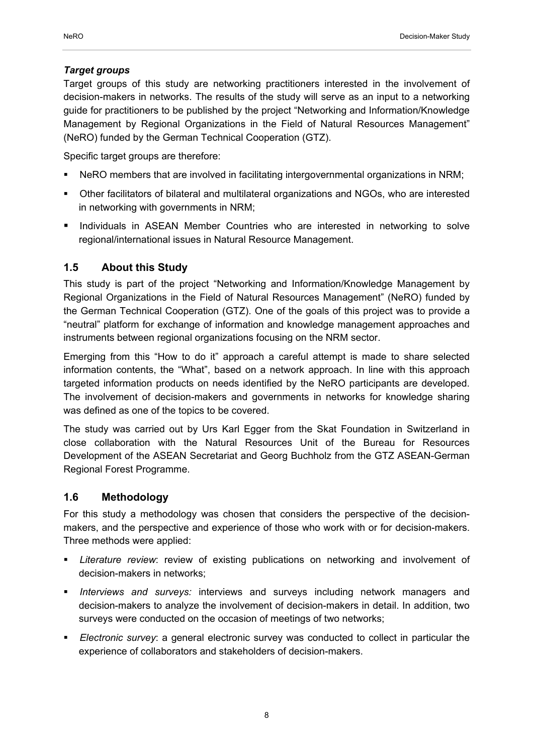### *Target groups*

Target groups of this study are networking practitioners interested in the involvement of decision-makers in networks. The results of the study will serve as an input to a networking guide for practitioners to be published by the project “Networking and Information/Knowledge Management by Regional Organizations in the Field of Natural Resources Management” (NeRO) funded by the German Technical Cooperation (GTZ).

Specific target groups are therefore:

- NeRO members that are involved in facilitating intergovernmental organizations in NRM;
- Other facilitators of bilateral and multilateral organizations and NGOs, who are interested in networking with governments in NRM;
- Individuals in ASEAN Member Countries who are interested in networking to solve regional/international issues in Natural Resource Management.

## 1.5 About this Study

This study is part of the project “Networking and Information/Knowledge Management by Regional Organizations in the Field of Natural Resources Management” (NeRO) funded by the German Technical Cooperation (GTZ). One of the goals of this project was to provide a “neutral” platform for exchange of information and knowledge management approaches and instruments between regional organizations focusing on the NRM sector.

Emerging from this “How to do it” approach a careful attempt is made to share selected information contents, the “What”, based on a network approach. In line with this approach targeted information products on needs identified by the NeRO participants are developed. The involvement of decision-makers and governments in networks for knowledge sharing was defined as one of the topics to be covered.

The study was carried out by Urs Karl Egger from the Skat Foundation in Switzerland in close collaboration with the Natural Resources Unit of the Bureau for Resources Development of the ASEAN Secretariat and Georg Buchholz from the GTZ ASEAN-German Regional Forest Programme.

## 1.6 Methodology

For this study a methodology was chosen that considers the perspective of the decision-makers, and the perspective and experience of those who work with or for decision-makers. Three methods were applied:

- *Literature review*: review of existing publications on networking and involvement of decision-makers in networks;
- *Interviews and surveys:* interviews and surveys including network managers and decision-makers to analyze the involvement of decision-makers in detail. In addition, two surveys were conducted on the occasion of meetings of two networks;
- *Electronic survey*: a general electronic survey was conducted to collect in particular the experience of collaborators and stakeholders of decision-makers.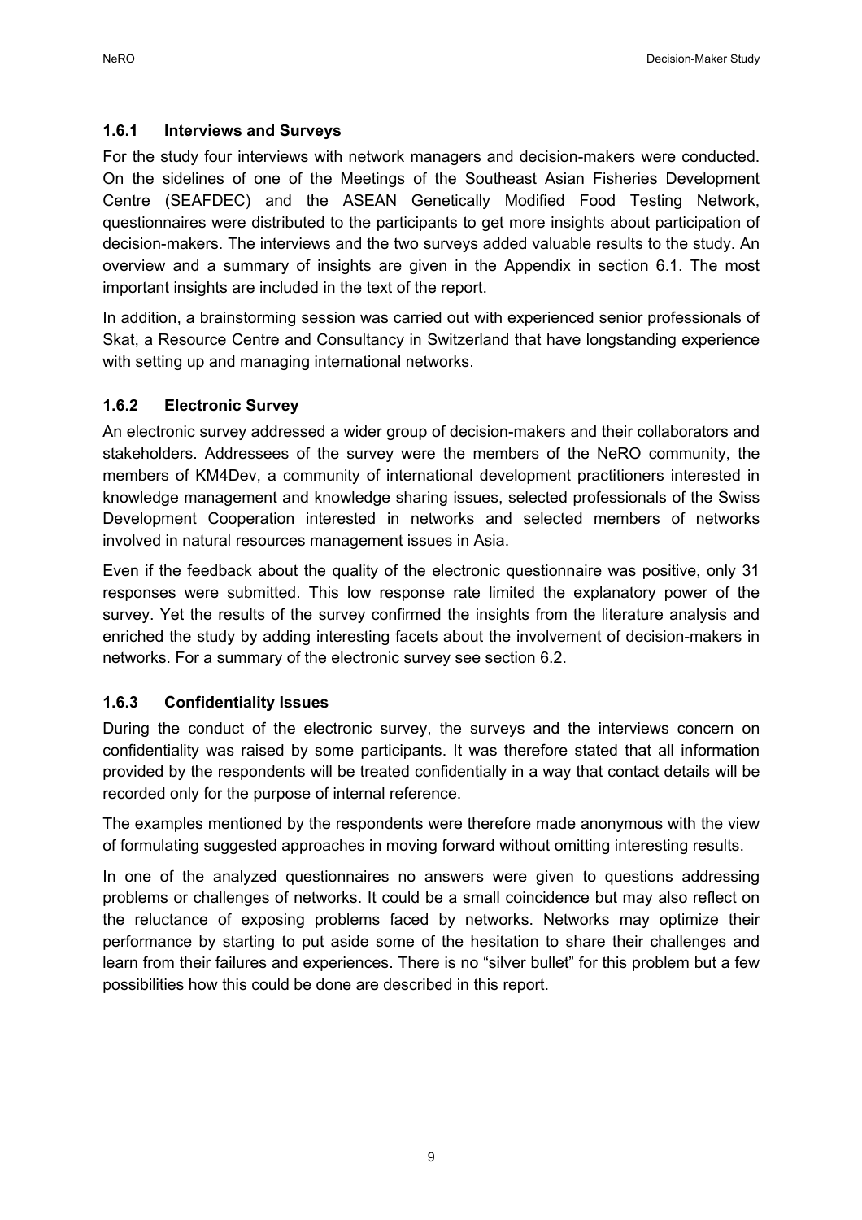### 1.6.1 Interviews and Surveys

For the study four interviews with network managers and decision-makers were conducted. On the sidelines of one of the Meetings of the Southeast Asian Fisheries Development Centre (SEAFDEC) and the ASEAN Genetically Modified Food Testing Network, questionnaires were distributed to the participants to get more insights about participation of decision-makers. The interviews and the two surveys added valuable results to the study. An overview and a summary of insights are given in the Appendix in section 6.1. The most important insights are included in the text of the report.

In addition, a brainstorming session was carried out with experienced senior professionals of Skat, a Resource Centre and Consultancy in Switzerland that have longstanding experience with setting up and managing international networks.

### 1.6.2 Electronic Survey

An electronic survey addressed a wider group of decision-makers and their collaborators and stakeholders. Addressees of the survey were the members of the NeRO community, the members of KM4Dev, a community of international development practitioners interested in knowledge management and knowledge sharing issues, selected professionals of the Swiss Development Cooperation interested in networks and selected members of networks involved in natural resources management issues in Asia.

Even if the feedback about the quality of the electronic questionnaire was positive, only 31 responses were submitted. This low response rate limited the explanatory power of the survey. Yet the results of the survey confirmed the insights from the literature analysis and enriched the study by adding interesting facets about the involvement of decision-makers in networks. For a summary of the electronic survey see section 6.2.

### 1.6.3 Confidentiality Issues

During the conduct of the electronic survey, the surveys and the interviews concern on confidentiality was raised by some participants. It was therefore stated that all information provided by the respondents will be treated confidentially in a way that contact details will be recorded only for the purpose of internal reference.

The examples mentioned by the respondents were therefore made anonymous with the view of formulating suggested approaches in moving forward without omitting interesting results.

In one of the analyzed questionnaires no answers were given to questions addressing problems or challenges of networks. It could be a small coincidence but may also reflect on the reluctance of exposing problems faced by networks. Networks may optimize their performance by starting to put aside some of the hesitation to share their challenges and learn from their failures and experiences. There is no "silver bullet" for this problem but a few possibilities how this could be done are described in this report.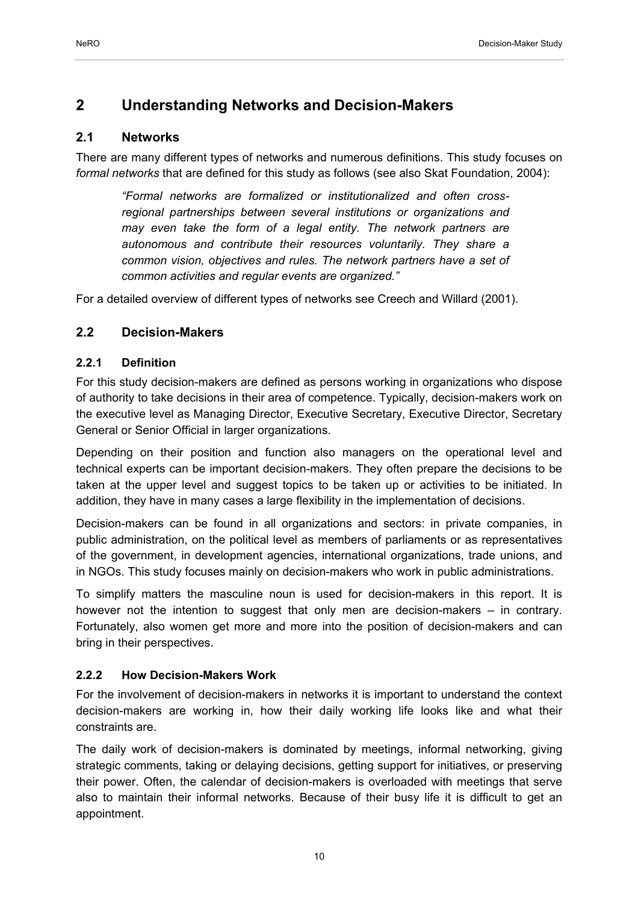# 2 Understanding Networks and Decision-Makers

## 2.1 Networks

There are many different types of networks and numerous definitions. This study focuses on *formal networks* that are defined for this study as follows (see also Skat Foundation, 2004):

> *"Formal networks are formalized or institutionalized and often cross-regional partnerships between several institutions or organizations and may even take the form of a legal entity. The network partners are autonomous and contribute their resources voluntarily. They share a common vision, objectives and rules. The network partners have a set of common activities and regular events are organized."*

For a detailed overview of different types of networks see Creech and Willard (2001).

## 2.2 Decision-Makers

### 2.2.1 Definition

For this study decision-makers are defined as persons working in organizations who dispose of authority to take decisions in their area of competence. Typically, decision-makers work on the executive level as Managing Director, Executive Secretary, Executive Director, Secretary General or Senior Official in larger organizations.

Depending on their position and function also managers on the operational level and technical experts can be important decision-makers. They often prepare the decisions to be taken at the upper level and suggest topics to be taken up or activities to be initiated. In addition, they have in many cases a large flexibility in the implementation of decisions.

Decision-makers can be found in all organizations and sectors: in private companies, in public administration, on the political level as members of parliaments or as representatives of the government, in development agencies, international organizations, trade unions, and in NGOs. This study focuses mainly on decision-makers who work in public administrations.

To simplify matters the masculine noun is used for decision-makers in this report. It is however not the intention to suggest that only men are decision-makers – in contrary. Fortunately, also women get more and more into the position of decision-makers and can bring in their perspectives.

### 2.2.2 How Decision-Makers Work

For the involvement of decision-makers in networks it is important to understand the context decision-makers are working in, how their daily working life looks like and what their constraints are.

The daily work of decision-makers is dominated by meetings, informal networking, giving strategic comments, taking or delaying decisions, getting support for initiatives, or preserving their power. Often, the calendar of decision-makers is overloaded with meetings that serve also to maintain their informal networks. Because of their busy life it is difficult to get an appointment.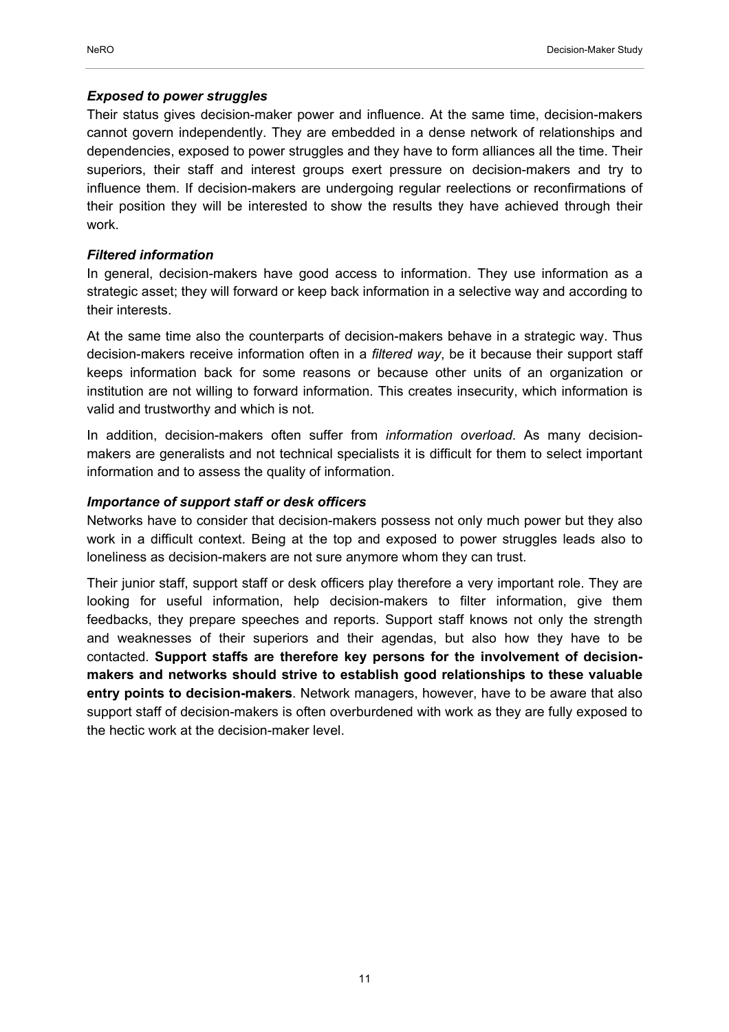***Exposed to power struggles***

Their status gives decision-maker power and influence. At the same time, decision-makers cannot govern independently. They are embedded in a dense network of relationships and dependencies, exposed to power struggles and they have to form alliances all the time. Their superiors, their staff and interest groups exert pressure on decision-makers and try to influence them. If decision-makers are undergoing regular reelections or reconfirmations of their position they will be interested to show the results they have achieved through their work.

***Filtered information***

In general, decision-makers have good access to information. They use information as a strategic asset; they will forward or keep back information in a selective way and according to their interests.

At the same time also the counterparts of decision-makers behave in a strategic way. Thus decision-makers receive information often in a *filtered way*, be it because their support staff keeps information back for some reasons or because other units of an organization or institution are not willing to forward information. This creates insecurity, which information is valid and trustworthy and which is not.

In addition, decision-makers often suffer from *information overload*. As many decision-makers are generalists and not technical specialists it is difficult for them to select important information and to assess the quality of information.

***Importance of support staff or desk officers***

Networks have to consider that decision-makers possess not only much power but they also work in a difficult context. Being at the top and exposed to power struggles leads also to loneliness as decision-makers are not sure anymore whom they can trust.

Their junior staff, support staff or desk officers play therefore a very important role. They are looking for useful information, help decision-makers to filter information, give them feedbacks, they prepare speeches and reports. Support staff knows not only the strength and weaknesses of their superiors and their agendas, but also how they have to be contacted. **Support staffs are therefore key persons for the involvement of decision-makers and networks should strive to establish good relationships to these valuable entry points to decision-makers**. Network managers, however, have to be aware that also support staff of decision-makers is often overburdened with work as they are fully exposed to the hectic work at the decision-maker level.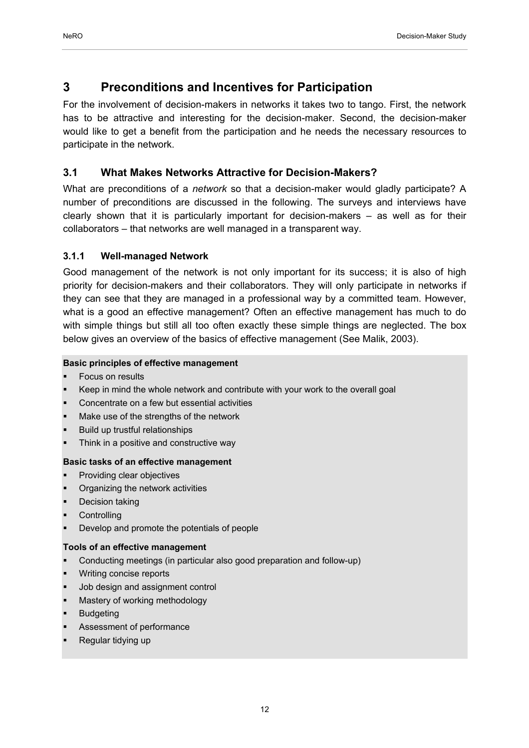# 3 Preconditions and Incentives for Participation

For the involvement of decision-makers in networks it takes two to tango. First, the network has to be attractive and interesting for the decision-maker. Second, the decision-maker would like to get a benefit from the participation and he needs the necessary resources to participate in the network.

## 3.1 What Makes Networks Attractive for Decision-Makers?

What are preconditions of a *network* so that a decision-maker would gladly participate? A number of preconditions are discussed in the following. The surveys and interviews have clearly shown that it is particularly important for decision-makers – as well as for their collaborators – that networks are well managed in a transparent way.

### 3.1.1 Well-managed Network

Good management of the network is not only important for its success; it is also of high priority for decision-makers and their collaborators. They will only participate in networks if they can see that they are managed in a professional way by a committed team. However, what is a good an effective management? Often an effective management has much to do with simple things but still all too often exactly these simple things are neglected. The box below gives an overview of the basics of effective management (See Malik, 2003).

**Basic principles of effective management**

- Focus on results
- Keep in mind the whole network and contribute with your work to the overall goal
- Concentrate on a few but essential activities
- Make use of the strengths of the network
- Build up trustful relationships
- Think in a positive and constructive way

**Basic tasks of an effective management**

- Providing clear objectives
- Organizing the network activities
- Decision taking
- Controlling
- Develop and promote the potentials of people

**Tools of an effective management**

- Conducting meetings (in particular also good preparation and follow-up)
- Writing concise reports
- Job design and assignment control
- Mastery of working methodology
- Budgeting
- Assessment of performance
- Regular tidying up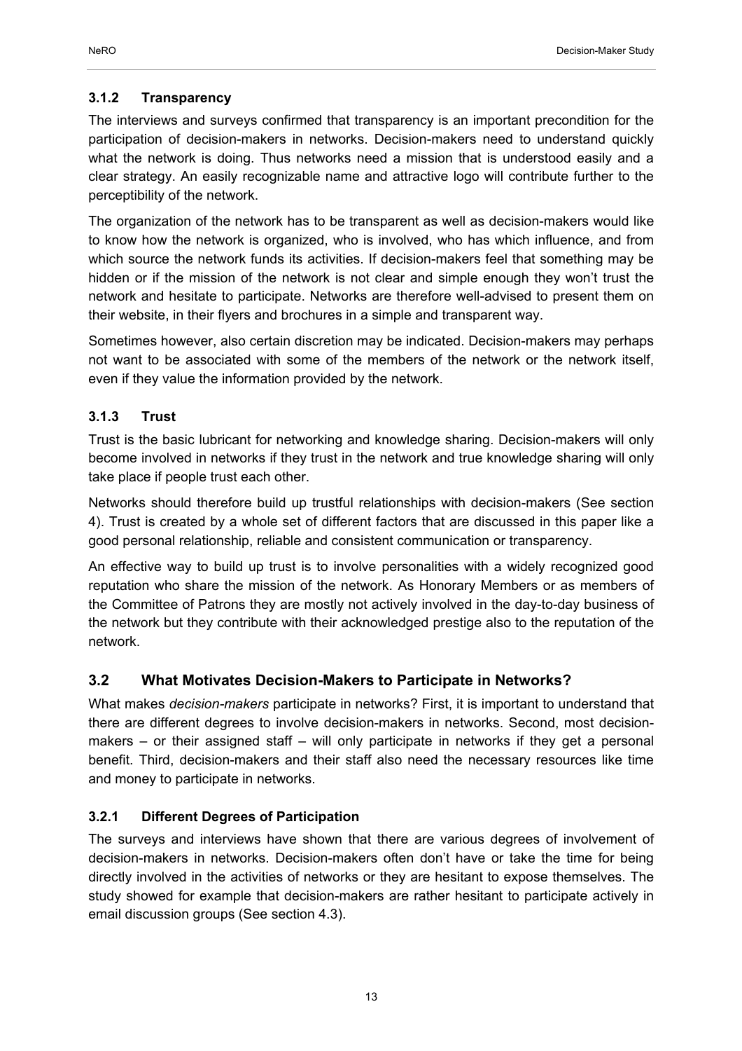### 3.1.2 Transparency

The interviews and surveys confirmed that transparency is an important precondition for the participation of decision-makers in networks. Decision-makers need to understand quickly what the network is doing. Thus networks need a mission that is understood easily and a clear strategy. An easily recognizable name and attractive logo will contribute further to the perceptibility of the network.

The organization of the network has to be transparent as well as decision-makers would like to know how the network is organized, who is involved, who has which influence, and from which source the network funds its activities. If decision-makers feel that something may be hidden or if the mission of the network is not clear and simple enough they won't trust the network and hesitate to participate. Networks are therefore well-advised to present them on their website, in their flyers and brochures in a simple and transparent way.

Sometimes however, also certain discretion may be indicated. Decision-makers may perhaps not want to be associated with some of the members of the network or the network itself, even if they value the information provided by the network.

### 3.1.3 Trust

Trust is the basic lubricant for networking and knowledge sharing. Decision-makers will only become involved in networks if they trust in the network and true knowledge sharing will only take place if people trust each other.

Networks should therefore build up trustful relationships with decision-makers (See section 4). Trust is created by a whole set of different factors that are discussed in this paper like a good personal relationship, reliable and consistent communication or transparency.

An effective way to build up trust is to involve personalities with a widely recognized good reputation who share the mission of the network. As Honorary Members or as members of the Committee of Patrons they are mostly not actively involved in the day-to-day business of the network but they contribute with their acknowledged prestige also to the reputation of the network.

## 3.2 What Motivates Decision-Makers to Participate in Networks?

What makes *decision-makers* participate in networks? First, it is important to understand that there are different degrees to involve decision-makers in networks. Second, most decision-makers – or their assigned staff – will only participate in networks if they get a personal benefit. Third, decision-makers and their staff also need the necessary resources like time and money to participate in networks.

### 3.2.1 Different Degrees of Participation

The surveys and interviews have shown that there are various degrees of involvement of decision-makers in networks. Decision-makers often don't have or take the time for being directly involved in the activities of networks or they are hesitant to expose themselves. The study showed for example that decision-makers are rather hesitant to participate actively in email discussion groups (See section 4.3).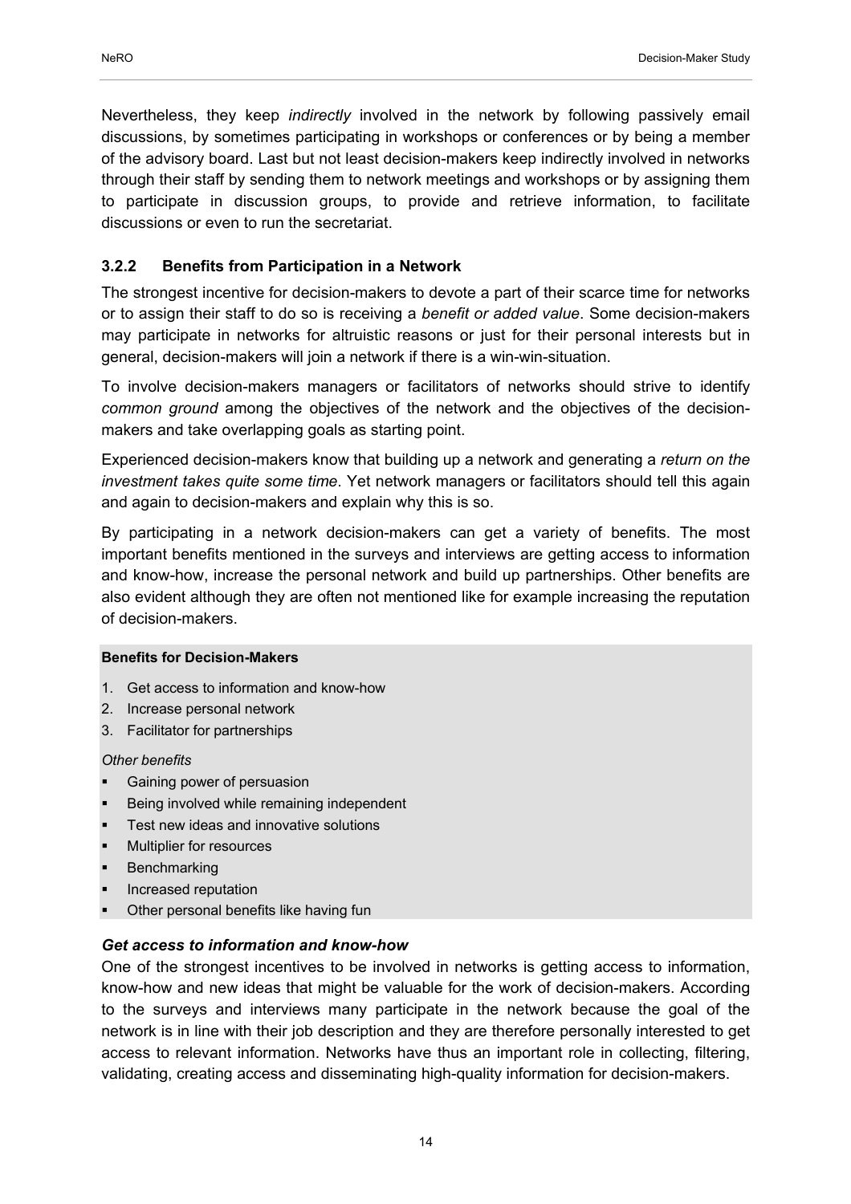Nevertheless, they keep *indirectly* involved in the network by following passively email discussions, by sometimes participating in workshops or conferences or by being a member of the advisory board. Last but not least decision-makers keep indirectly involved in networks through their staff by sending them to network meetings and workshops or by assigning them to participate in discussion groups, to provide and retrieve information, to facilitate discussions or even to run the secretariat.

### 3.2.2 Benefits from Participation in a Network

The strongest incentive for decision-makers to devote a part of their scarce time for networks or to assign their staff to do so is receiving a *benefit or added value*. Some decision-makers may participate in networks for altruistic reasons or just for their personal interests but in general, decision-makers will join a network if there is a win-win-situation.

To involve decision-makers managers or facilitators of networks should strive to identify *common ground* among the objectives of the network and the objectives of the decision-makers and take overlapping goals as starting point.

Experienced decision-makers know that building up a network and generating a *return on the investment takes quite some time*. Yet network managers or facilitators should tell this again and again to decision-makers and explain why this is so.

By participating in a network decision-makers can get a variety of benefits. The most important benefits mentioned in the surveys and interviews are getting access to information and know-how, increase the personal network and build up partnerships. Other benefits are also evident although they are often not mentioned like for example increasing the reputation of decision-makers.

**Benefits for Decision-Makers**

1. Get access to information and know-how
2. Increase personal network
3. Facilitator for partnerships

*Other benefits*

- Gaining power of persuasion
- Being involved while remaining independent
- Test new ideas and innovative solutions
- Multiplier for resources
- Benchmarking
- Increased reputation
- Other personal benefits like having fun

***Get access to information and know-how***

One of the strongest incentives to be involved in networks is getting access to information, know-how and new ideas that might be valuable for the work of decision-makers. According to the surveys and interviews many participate in the network because the goal of the network is in line with their job description and they are therefore personally interested to get access to relevant information. Networks have thus an important role in collecting, filtering, validating, creating access and disseminating high-quality information for decision-makers.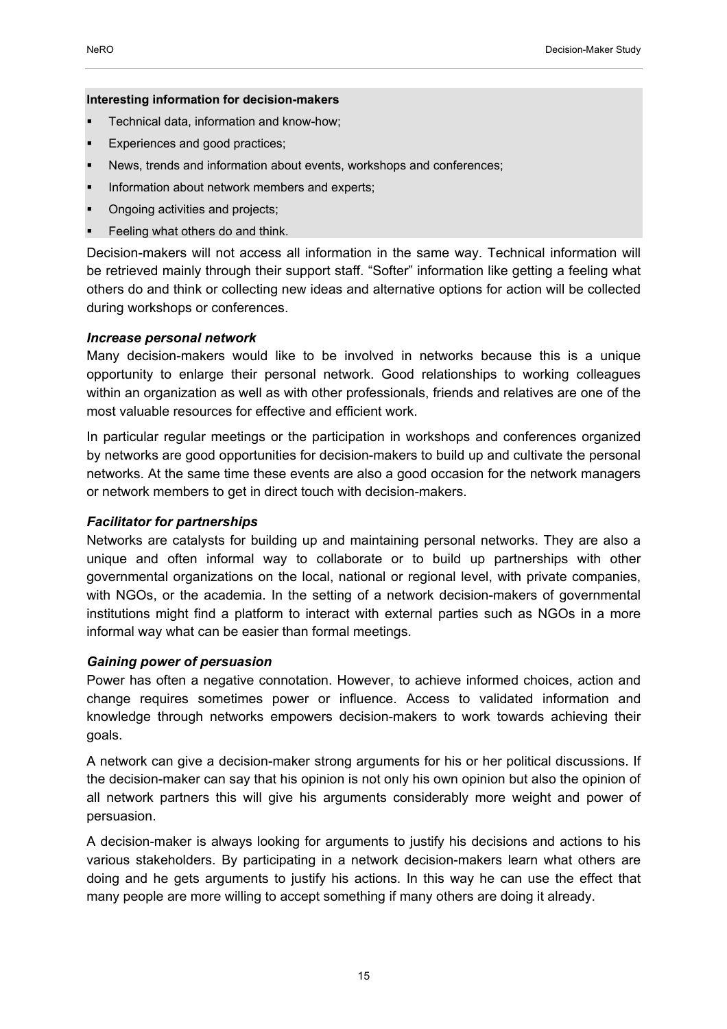**Interesting information for decision-makers**

- Technical data, information and know-how;
- Experiences and good practices;
- News, trends and information about events, workshops and conferences;
- Information about network members and experts;
- Ongoing activities and projects;
- Feeling what others do and think.

Decision-makers will not access all information in the same way. Technical information will be retrieved mainly through their support staff. "Softer" information like getting a feeling what others do and think or collecting new ideas and alternative options for action will be collected during workshops or conferences.

***Increase personal network***

Many decision-makers would like to be involved in networks because this is a unique opportunity to enlarge their personal network. Good relationships to working colleagues within an organization as well as with other professionals, friends and relatives are one of the most valuable resources for effective and efficient work.

In particular regular meetings or the participation in workshops and conferences organized by networks are good opportunities for decision-makers to build up and cultivate the personal networks. At the same time these events are also a good occasion for the network managers or network members to get in direct touch with decision-makers.

***Facilitator for partnerships***

Networks are catalysts for building up and maintaining personal networks. They are also a unique and often informal way to collaborate or to build up partnerships with other governmental organizations on the local, national or regional level, with private companies, with NGOs, or the academia. In the setting of a network decision-makers of governmental institutions might find a platform to interact with external parties such as NGOs in a more informal way what can be easier than formal meetings.

***Gaining power of persuasion***

Power has often a negative connotation. However, to achieve informed choices, action and change requires sometimes power or influence. Access to validated information and knowledge through networks empowers decision-makers to work towards achieving their goals.

A network can give a decision-maker strong arguments for his or her political discussions. If the decision-maker can say that his opinion is not only his own opinion but also the opinion of all network partners this will give his arguments considerably more weight and power of persuasion.

A decision-maker is always looking for arguments to justify his decisions and actions to his various stakeholders. By participating in a network decision-makers learn what others are doing and he gets arguments to justify his actions. In this way he can use the effect that many people are more willing to accept something if many others are doing it already.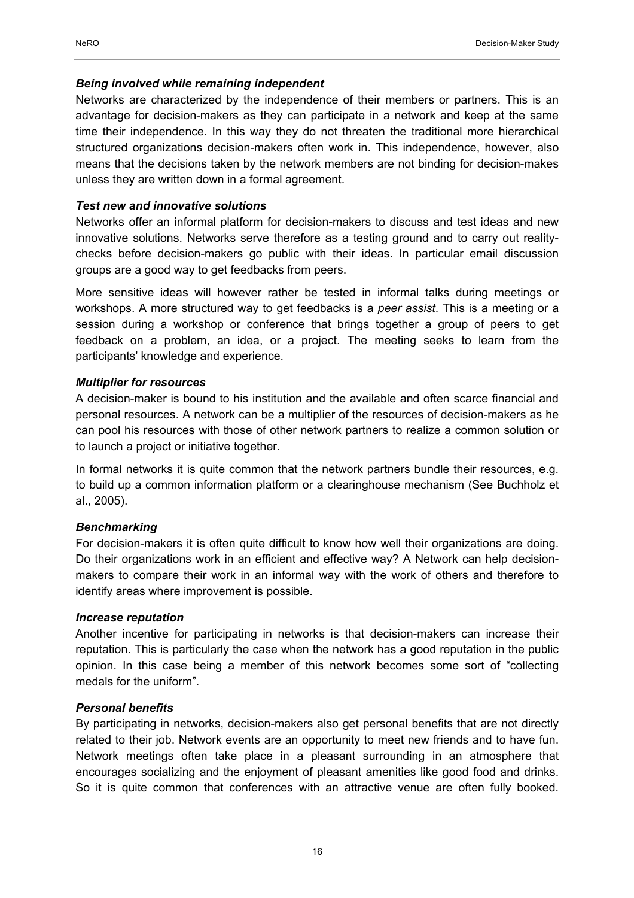### *Being involved while remaining independent*

Networks are characterized by the independence of their members or partners. This is an advantage for decision-makers as they can participate in a network and keep at the same time their independence. In this way they do not threaten the traditional more hierarchical structured organizations decision-makers often work in. This independence, however, also means that the decisions taken by the network members are not binding for decision-makes unless they are written down in a formal agreement.

### *Test new and innovative solutions*

Networks offer an informal platform for decision-makers to discuss and test ideas and new innovative solutions. Networks serve therefore as a testing ground and to carry out reality-checks before decision-makers go public with their ideas. In particular email discussion groups are a good way to get feedbacks from peers.

More sensitive ideas will however rather be tested in informal talks during meetings or workshops. A more structured way to get feedbacks is a *peer assist*. This is a meeting or a session during a workshop or conference that brings together a group of peers to get feedback on a problem, an idea, or a project. The meeting seeks to learn from the participants' knowledge and experience.

### *Multiplier for resources*

A decision-maker is bound to his institution and the available and often scarce financial and personal resources. A network can be a multiplier of the resources of decision-makers as he can pool his resources with those of other network partners to realize a common solution or to launch a project or initiative together.

In formal networks it is quite common that the network partners bundle their resources, e.g. to build up a common information platform or a clearinghouse mechanism (See Buchholz et al., 2005).

### *Benchmarking*

For decision-makers it is often quite difficult to know how well their organizations are doing. Do their organizations work in an efficient and effective way? A Network can help decision-makers to compare their work in an informal way with the work of others and therefore to identify areas where improvement is possible.

### *Increase reputation*

Another incentive for participating in networks is that decision-makers can increase their reputation. This is particularly the case when the network has a good reputation in the public opinion. In this case being a member of this network becomes some sort of "collecting medals for the uniform".

### *Personal benefits*

By participating in networks, decision-makers also get personal benefits that are not directly related to their job. Network events are an opportunity to meet new friends and to have fun. Network meetings often take place in a pleasant surrounding in an atmosphere that encourages socializing and the enjoyment of pleasant amenities like good food and drinks. So it is quite common that conferences with an attractive venue are often fully booked.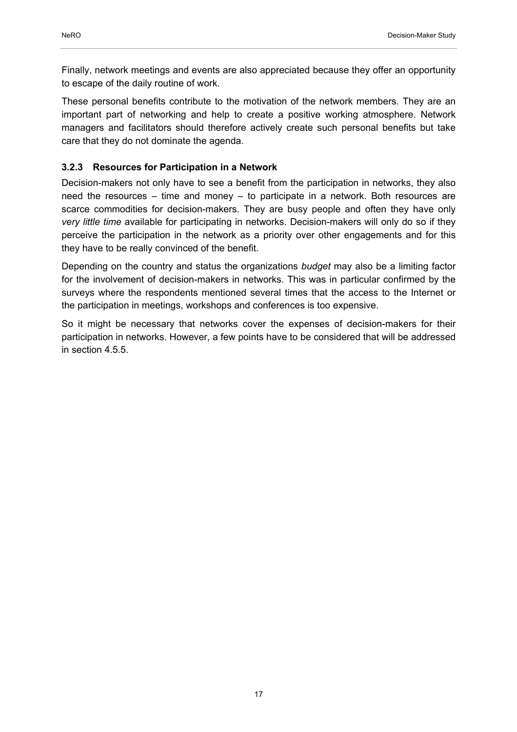Finally, network meetings and events are also appreciated because they offer an opportunity to escape of the daily routine of work.

These personal benefits contribute to the motivation of the network members. They are an important part of networking and help to create a positive working atmosphere. Network managers and facilitators should therefore actively create such personal benefits but take care that they do not dominate the agenda.

### 3.2.3 Resources for Participation in a Network

Decision-makers not only have to see a benefit from the participation in networks, they also need the resources – time and money – to participate in a network. Both resources are scarce commodities for decision-makers. They are busy people and often they have only *very little time* available for participating in networks. Decision-makers will only do so if they perceive the participation in the network as a priority over other engagements and for this they have to be really convinced of the benefit.

Depending on the country and status the organizations *budget* may also be a limiting factor for the involvement of decision-makers in networks. This was in particular confirmed by the surveys where the respondents mentioned several times that the access to the Internet or the participation in meetings, workshops and conferences is too expensive.

So it might be necessary that networks cover the expenses of decision-makers for their participation in networks. However, a few points have to be considered that will be addressed in section 4.5.5.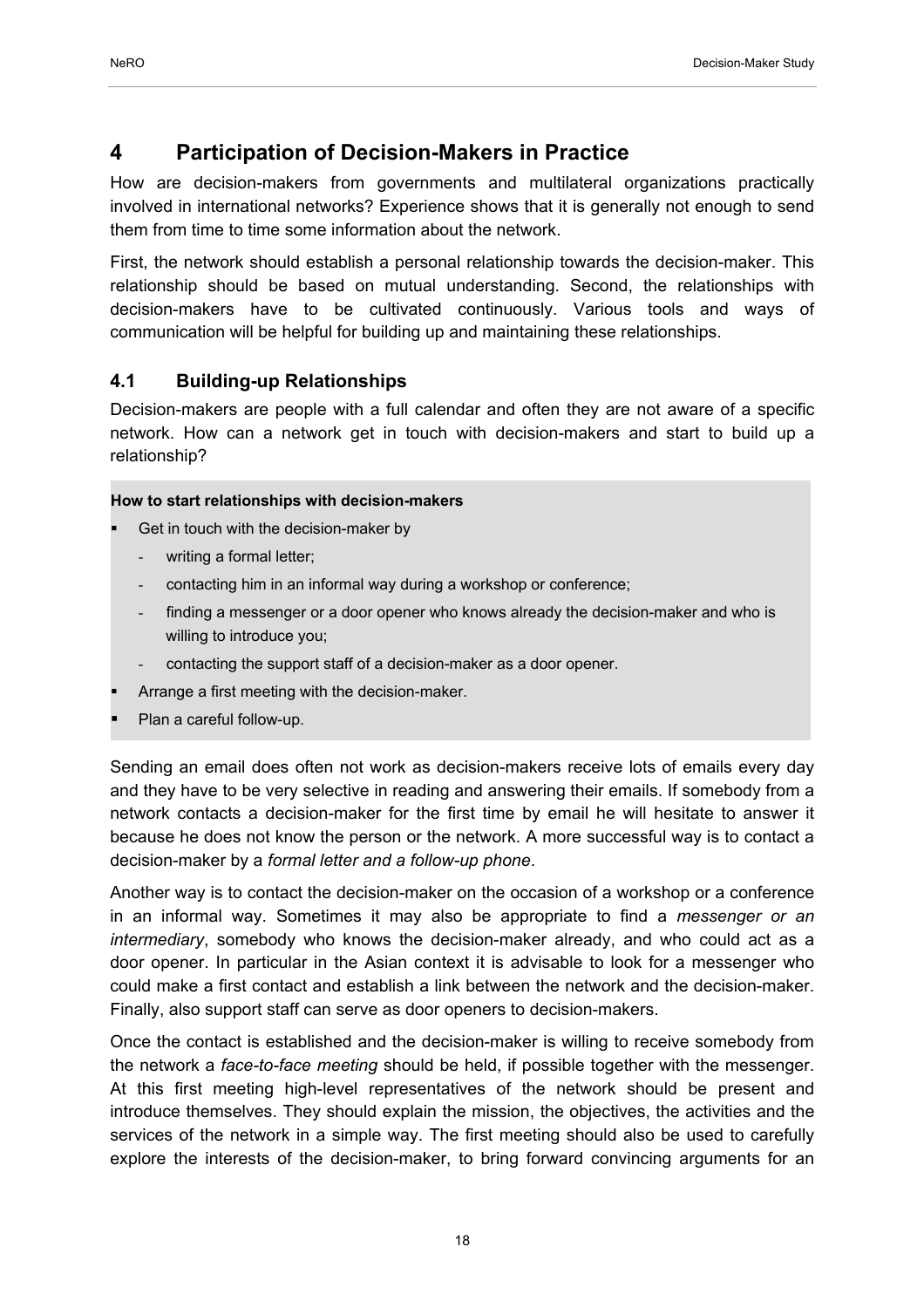# 4 Participation of Decision-Makers in Practice

How are decision-makers from governments and multilateral organizations practically involved in international networks? Experience shows that it is generally not enough to send them from time to time some information about the network.

First, the network should establish a personal relationship towards the decision-maker. This relationship should be based on mutual understanding. Second, the relationships with decision-makers have to be cultivated continuously. Various tools and ways of communication will be helpful for building up and maintaining these relationships.

## 4.1 Building-up Relationships

Decision-makers are people with a full calendar and often they are not aware of a specific network. How can a network get in touch with decision-makers and start to build up a relationship?

**How to start relationships with decision-makers**

- Get in touch with the decision-maker by
  - writing a formal letter;
  - contacting him in an informal way during a workshop or conference;
  - finding a messenger or a door opener who knows already the decision-maker and who is willing to introduce you;
  - contacting the support staff of a decision-maker as a door opener.
- Arrange a first meeting with the decision-maker.
- Plan a careful follow-up.

Sending an email does often not work as decision-makers receive lots of emails every day and they have to be very selective in reading and answering their emails. If somebody from a network contacts a decision-maker for the first time by email he will hesitate to answer it because he does not know the person or the network. A more successful way is to contact a decision-maker by a *formal letter and a follow-up phone*.

Another way is to contact the decision-maker on the occasion of a workshop or a conference in an informal way. Sometimes it may also be appropriate to find a *messenger or an intermediary*, somebody who knows the decision-maker already, and who could act as a door opener. In particular in the Asian context it is advisable to look for a messenger who could make a first contact and establish a link between the network and the decision-maker. Finally, also support staff can serve as door openers to decision-makers.

Once the contact is established and the decision-maker is willing to receive somebody from the network a *face-to-face meeting* should be held, if possible together with the messenger. At this first meeting high-level representatives of the network should be present and introduce themselves. They should explain the mission, the objectives, the activities and the services of the network in a simple way. The first meeting should also be used to carefully explore the interests of the decision-maker, to bring forward convincing arguments for an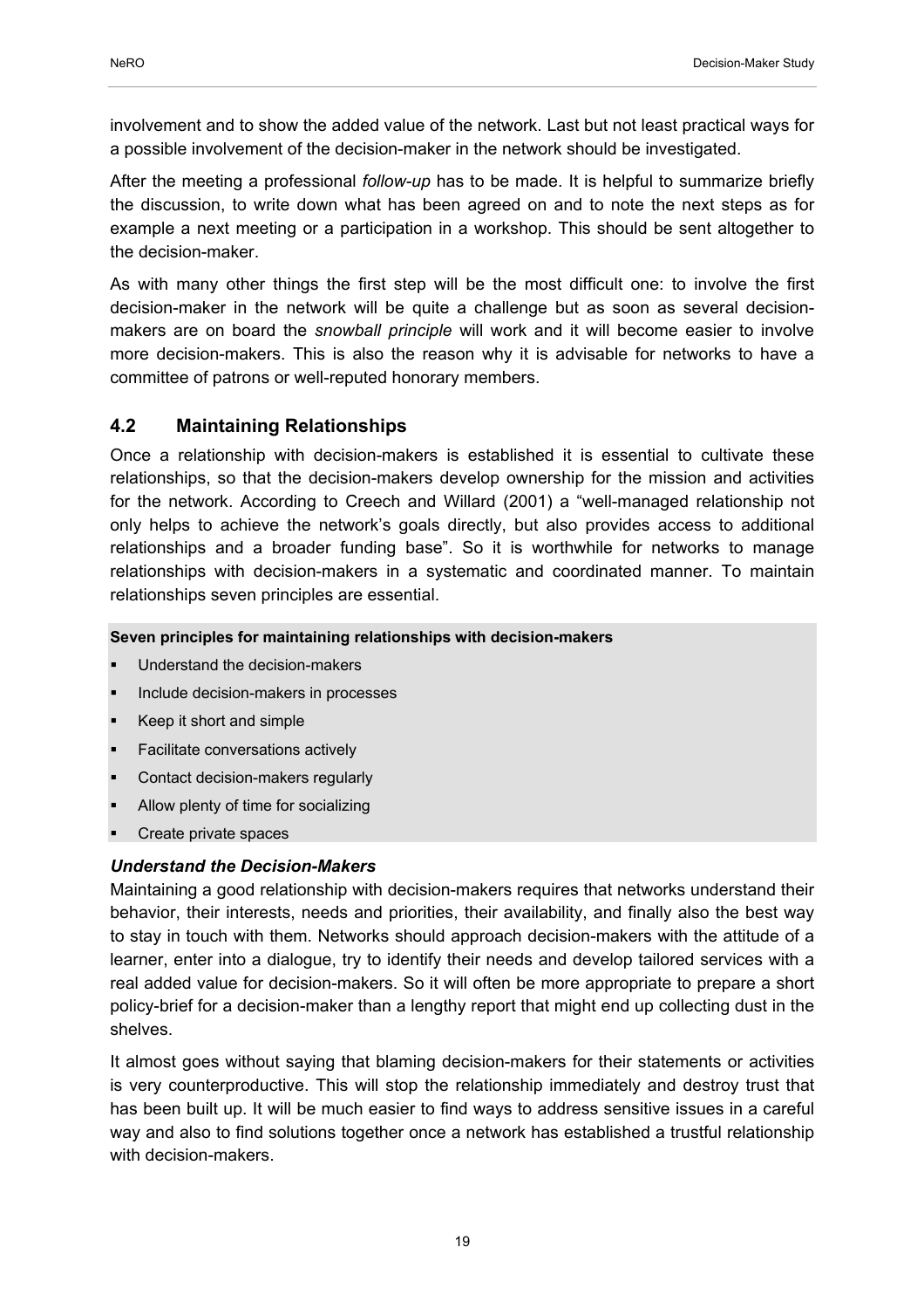involvement and to show the added value of the network. Last but not least practical ways for a possible involvement of the decision-maker in the network should be investigated.

After the meeting a professional *follow-up* has to be made. It is helpful to summarize briefly the discussion, to write down what has been agreed on and to note the next steps as for example a next meeting or a participation in a workshop. This should be sent altogether to the decision-maker.

As with many other things the first step will be the most difficult one: to involve the first decision-maker in the network will be quite a challenge but as soon as several decision-makers are on board the *snowball principle* will work and it will become easier to involve more decision-makers. This is also the reason why it is advisable for networks to have a committee of patrons or well-reputed honorary members.

## 4.2 Maintaining Relationships

Once a relationship with decision-makers is established it is essential to cultivate these relationships, so that the decision-makers develop ownership for the mission and activities for the network. According to Creech and Willard (2001) a "well-managed relationship not only helps to achieve the network's goals directly, but also provides access to additional relationships and a broader funding base". So it is worthwhile for networks to manage relationships with decision-makers in a systematic and coordinated manner. To maintain relationships seven principles are essential.

**Seven principles for maintaining relationships with decision-makers**

- Understand the decision-makers
- Include decision-makers in processes
- Keep it short and simple
- Facilitate conversations actively
- Contact decision-makers regularly
- Allow plenty of time for socializing
- Create private spaces

### *Understand the Decision-Makers*

Maintaining a good relationship with decision-makers requires that networks understand their behavior, their interests, needs and priorities, their availability, and finally also the best way to stay in touch with them. Networks should approach decision-makers with the attitude of a learner, enter into a dialogue, try to identify their needs and develop tailored services with a real added value for decision-makers. So it will often be more appropriate to prepare a short policy-brief for a decision-maker than a lengthy report that might end up collecting dust in the shelves.

It almost goes without saying that blaming decision-makers for their statements or activities is very counterproductive. This will stop the relationship immediately and destroy trust that has been built up. It will be much easier to find ways to address sensitive issues in a careful way and also to find solutions together once a network has established a trustful relationship with decision-makers.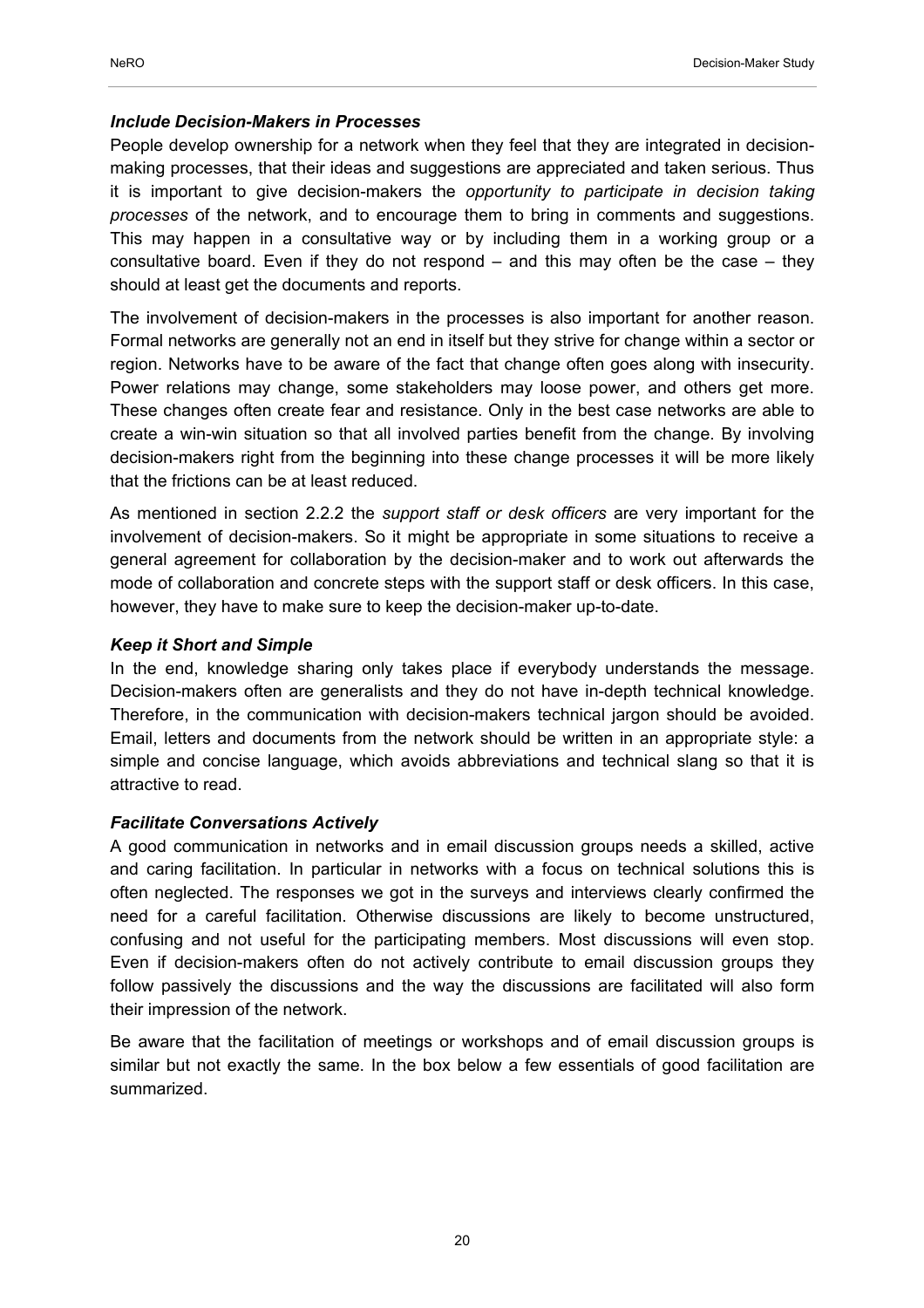### *Include Decision-Makers in Processes*

People develop ownership for a network when they feel that they are integrated in decision-making processes, that their ideas and suggestions are appreciated and taken serious. Thus it is important to give decision-makers the *opportunity to participate in decision taking processes* of the network, and to encourage them to bring in comments and suggestions. This may happen in a consultative way or by including them in a working group or a consultative board. Even if they do not respond – and this may often be the case – they should at least get the documents and reports.

The involvement of decision-makers in the processes is also important for another reason. Formal networks are generally not an end in itself but they strive for change within a sector or region. Networks have to be aware of the fact that change often goes along with insecurity. Power relations may change, some stakeholders may loose power, and others get more. These changes often create fear and resistance. Only in the best case networks are able to create a win-win situation so that all involved parties benefit from the change. By involving decision-makers right from the beginning into these change processes it will be more likely that the frictions can be at least reduced.

As mentioned in section 2.2.2 the *support staff or desk officers* are very important for the involvement of decision-makers. So it might be appropriate in some situations to receive a general agreement for collaboration by the decision-maker and to work out afterwards the mode of collaboration and concrete steps with the support staff or desk officers. In this case, however, they have to make sure to keep the decision-maker up-to-date.

### *Keep it Short and Simple*

In the end, knowledge sharing only takes place if everybody understands the message. Decision-makers often are generalists and they do not have in-depth technical knowledge. Therefore, in the communication with decision-makers technical jargon should be avoided. Email, letters and documents from the network should be written in an appropriate style: a simple and concise language, which avoids abbreviations and technical slang so that it is attractive to read.

### *Facilitate Conversations Actively*

A good communication in networks and in email discussion groups needs a skilled, active and caring facilitation. In particular in networks with a focus on technical solutions this is often neglected. The responses we got in the surveys and interviews clearly confirmed the need for a careful facilitation. Otherwise discussions are likely to become unstructured, confusing and not useful for the participating members. Most discussions will even stop. Even if decision-makers often do not actively contribute to email discussion groups they follow passively the discussions and the way the discussions are facilitated will also form their impression of the network.

Be aware that the facilitation of meetings or workshops and of email discussion groups is similar but not exactly the same. In the box below a few essentials of good facilitation are summarized.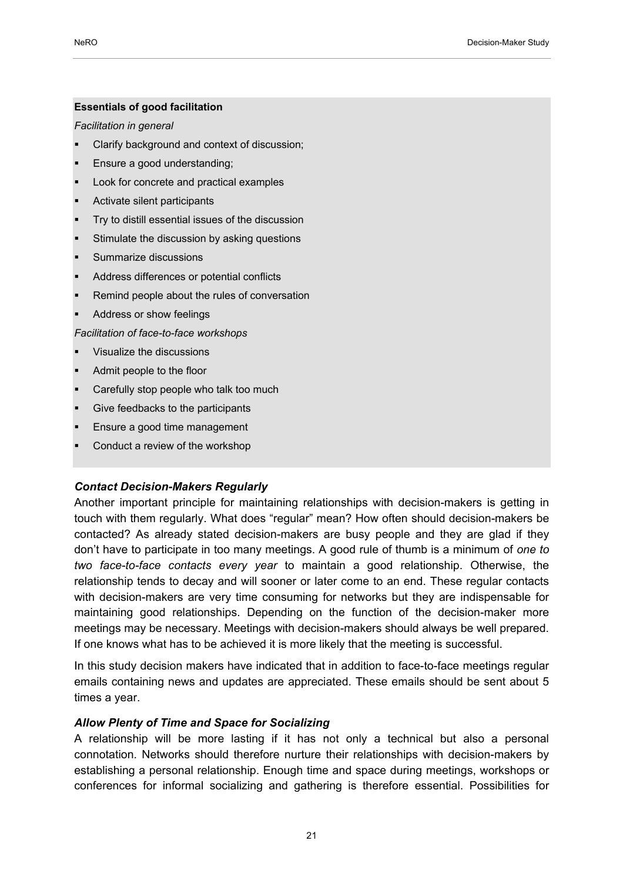**Essentials of good facilitation**

*Facilitation in general*

- Clarify background and context of discussion;
- Ensure a good understanding;
- Look for concrete and practical examples
- Activate silent participants
- Try to distill essential issues of the discussion
- Stimulate the discussion by asking questions
- Summarize discussions
- Address differences or potential conflicts
- Remind people about the rules of conversation
- Address or show feelings

*Facilitation of face-to-face workshops*

- Visualize the discussions
- Admit people to the floor
- Carefully stop people who talk too much
- Give feedbacks to the participants
- Ensure a good time management
- Conduct a review of the workshop

### *Contact Decision-Makers Regularly*

Another important principle for maintaining relationships with decision-makers is getting in touch with them regularly. What does "regular" mean? How often should decision-makers be contacted? As already stated decision-makers are busy people and they are glad if they don't have to participate in too many meetings. A good rule of thumb is a minimum of *one to two face-to-face contacts every year* to maintain a good relationship. Otherwise, the relationship tends to decay and will sooner or later come to an end. These regular contacts with decision-makers are very time consuming for networks but they are indispensable for maintaining good relationships. Depending on the function of the decision-maker more meetings may be necessary. Meetings with decision-makers should always be well prepared. If one knows what has to be achieved it is more likely that the meeting is successful.

In this study decision makers have indicated that in addition to face-to-face meetings regular emails containing news and updates are appreciated. These emails should be sent about 5 times a year.

### *Allow Plenty of Time and Space for Socializing*

A relationship will be more lasting if it has not only a technical but also a personal connotation. Networks should therefore nurture their relationships with decision-makers by establishing a personal relationship. Enough time and space during meetings, workshops or conferences for informal socializing and gathering is therefore essential. Possibilities for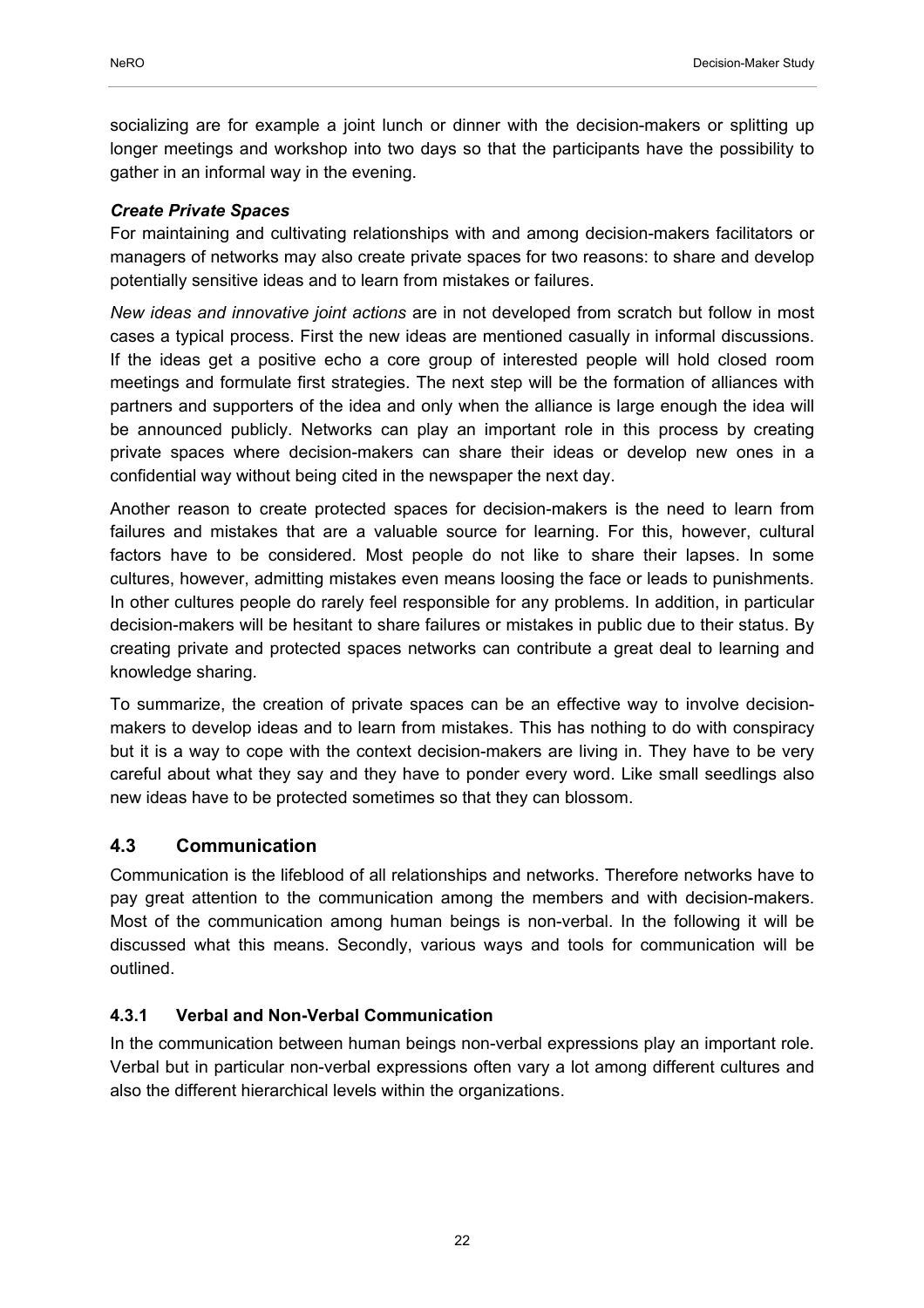socializing are for example a joint lunch or dinner with the decision-makers or splitting up longer meetings and workshop into two days so that the participants have the possibility to gather in an informal way in the evening.

***Create Private Spaces***

For maintaining and cultivating relationships with and among decision-makers facilitators or managers of networks may also create private spaces for two reasons: to share and develop potentially sensitive ideas and to learn from mistakes or failures.

*New ideas and innovative joint actions* are in not developed from scratch but follow in most cases a typical process. First the new ideas are mentioned casually in informal discussions. If the ideas get a positive echo a core group of interested people will hold closed room meetings and formulate first strategies. The next step will be the formation of alliances with partners and supporters of the idea and only when the alliance is large enough the idea will be announced publicly. Networks can play an important role in this process by creating private spaces where decision-makers can share their ideas or develop new ones in a confidential way without being cited in the newspaper the next day.

Another reason to create protected spaces for decision-makers is the need to learn from failures and mistakes that are a valuable source for learning. For this, however, cultural factors have to be considered. Most people do not like to share their lapses. In some cultures, however, admitting mistakes even means loosing the face or leads to punishments. In other cultures people do rarely feel responsible for any problems. In addition, in particular decision-makers will be hesitant to share failures or mistakes in public due to their status. By creating private and protected spaces networks can contribute a great deal to learning and knowledge sharing.

To summarize, the creation of private spaces can be an effective way to involve decision-makers to develop ideas and to learn from mistakes. This has nothing to do with conspiracy but it is a way to cope with the context decision-makers are living in. They have to be very careful about what they say and they have to ponder every word. Like small seedlings also new ideas have to be protected sometimes so that they can blossom.

## 4.3 Communication

Communication is the lifeblood of all relationships and networks. Therefore networks have to pay great attention to the communication among the members and with decision-makers. Most of the communication among human beings is non-verbal. In the following it will be discussed what this means. Secondly, various ways and tools for communication will be outlined.

### 4.3.1 Verbal and Non-Verbal Communication

In the communication between human beings non-verbal expressions play an important role. Verbal but in particular non-verbal expressions often vary a lot among different cultures and also the different hierarchical levels within the organizations.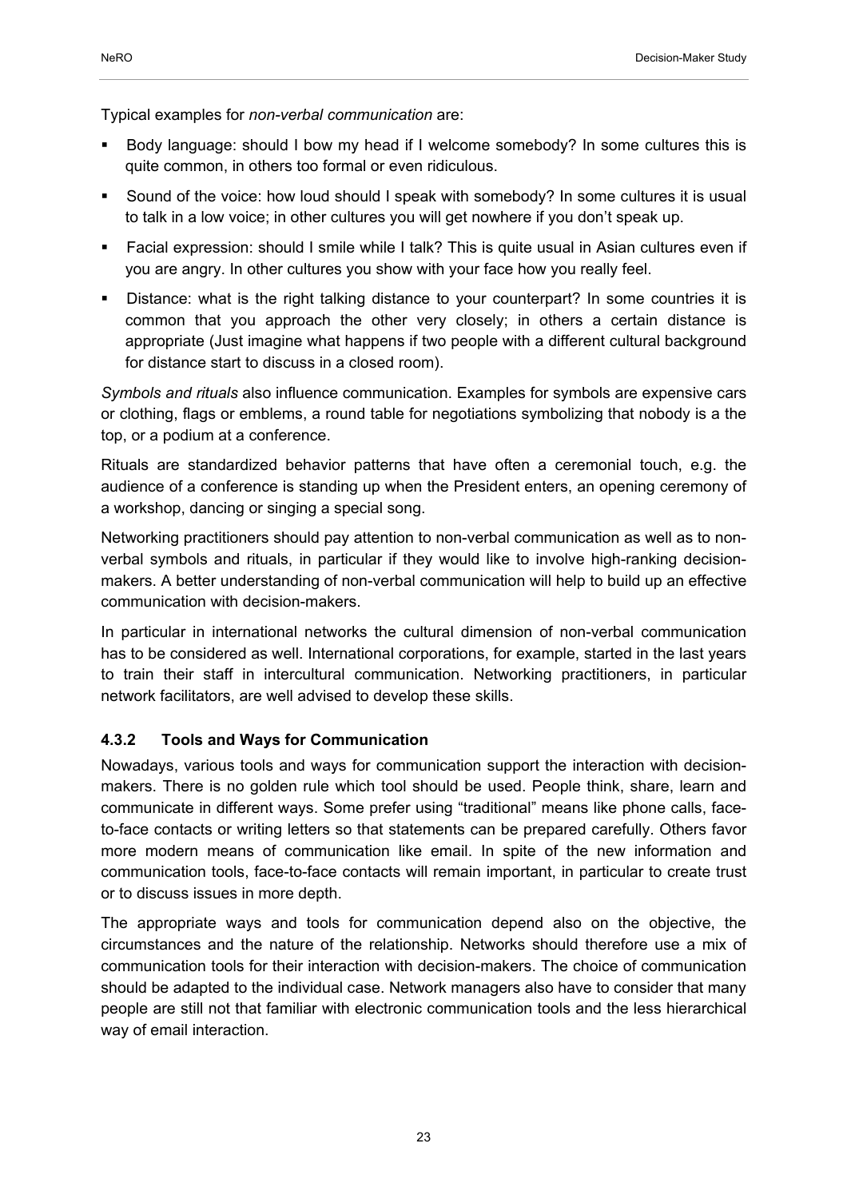Typical examples for *non-verbal communication* are:

- Body language: should I bow my head if I welcome somebody? In some cultures this is quite common, in others too formal or even ridiculous.
- Sound of the voice: how loud should I speak with somebody? In some cultures it is usual to talk in a low voice; in other cultures you will get nowhere if you don't speak up.
- Facial expression: should I smile while I talk? This is quite usual in Asian cultures even if you are angry. In other cultures you show with your face how you really feel.
- Distance: what is the right talking distance to your counterpart? In some countries it is common that you approach the other very closely; in others a certain distance is appropriate (Just imagine what happens if two people with a different cultural background for distance start to discuss in a closed room).

*Symbols and rituals* also influence communication. Examples for symbols are expensive cars or clothing, flags or emblems, a round table for negotiations symbolizing that nobody is a the top, or a podium at a conference.

Rituals are standardized behavior patterns that have often a ceremonial touch, e.g. the audience of a conference is standing up when the President enters, an opening ceremony of a workshop, dancing or singing a special song.

Networking practitioners should pay attention to non-verbal communication as well as to non-verbal symbols and rituals, in particular if they would like to involve high-ranking decision-makers. A better understanding of non-verbal communication will help to build up an effective communication with decision-makers.

In particular in international networks the cultural dimension of non-verbal communication has to be considered as well. International corporations, for example, started in the last years to train their staff in intercultural communication. Networking practitioners, in particular network facilitators, are well advised to develop these skills.

### 4.3.2 Tools and Ways for Communication

Nowadays, various tools and ways for communication support the interaction with decision-makers. There is no golden rule which tool should be used. People think, share, learn and communicate in different ways. Some prefer using "traditional" means like phone calls, face-to-face contacts or writing letters so that statements can be prepared carefully. Others favor more modern means of communication like email. In spite of the new information and communication tools, face-to-face contacts will remain important, in particular to create trust or to discuss issues in more depth.

The appropriate ways and tools for communication depend also on the objective, the circumstances and the nature of the relationship. Networks should therefore use a mix of communication tools for their interaction with decision-makers. The choice of communication should be adapted to the individual case. Network managers also have to consider that many people are still not that familiar with electronic communication tools and the less hierarchical way of email interaction.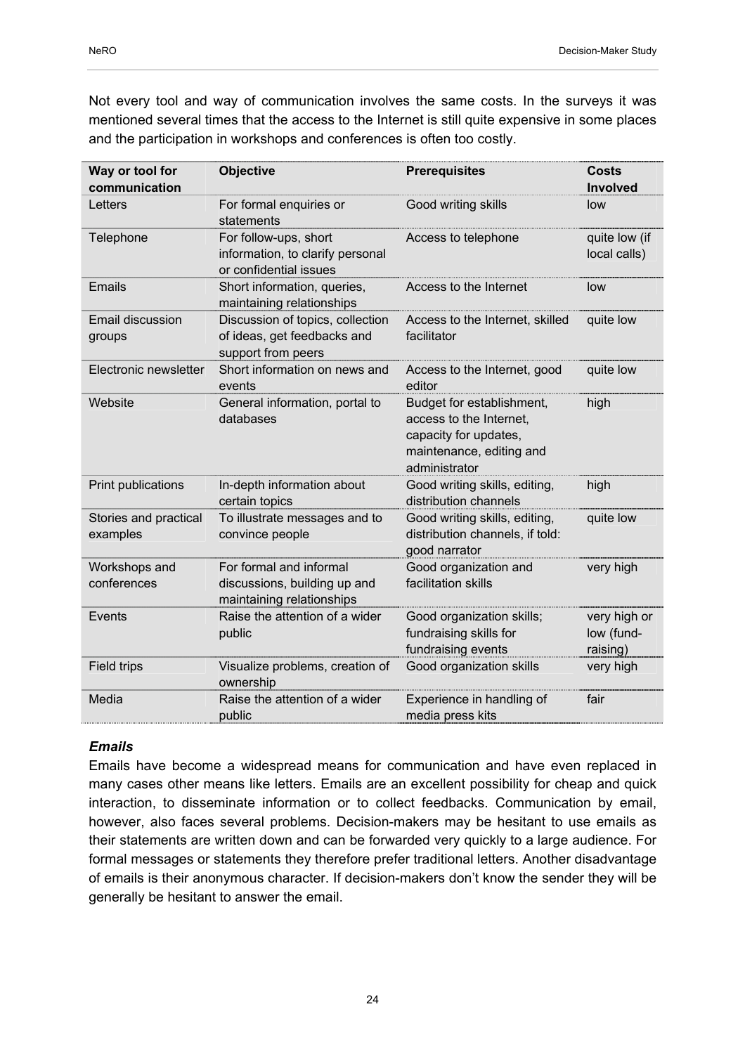Not every tool and way of communication involves the same costs. In the surveys it was mentioned several times that the access to the Internet is still quite expensive in some places and the participation in workshops and conferences is often too costly.

| Way or tool for communication | Objective | Prerequisites | Costs Involved |
|---|---|---|---|
| Letters | For formal enquiries or statements | Good writing skills | low |
| Telephone | For follow-ups, short information, to clarify personal or confidential issues | Access to telephone | quite low (if local calls) |
| Emails | Short information, queries, maintaining relationships | Access to the Internet | low |
| Email discussion groups | Discussion of topics, collection of ideas, get feedbacks and support from peers | Access to the Internet, skilled facilitator | quite low |
| Electronic newsletter | Short information on news and events | Access to the Internet, good editor | quite low |
| Website | General information, portal to databases | Budget for establishment, access to the Internet, capacity for updates, maintenance, editing and administrator | high |
| Print publications | In-depth information about certain topics | Good writing skills, editing, distribution channels | high |
| Stories and practical examples | To illustrate messages and to convince people | Good writing skills, editing, distribution channels, if told: good narrator | quite low |
| Workshops and conferences | For formal and informal discussions, building up and maintaining relationships | Good organization and facilitation skills | very high |
| Events | Raise the attention of a wider public | Good organization skills; fundraising skills for fundraising events | very high or low (fund-raising) |
| Field trips | Visualize problems, creation of ownership | Good organization skills | very high |
| Media | Raise the attention of a wider public | Experience in handling of media press kits | fair |

### *Emails*

Emails have become a widespread means for communication and have even replaced in many cases other means like letters. Emails are an excellent possibility for cheap and quick interaction, to disseminate information or to collect feedbacks. Communication by email, however, also faces several problems. Decision-makers may be hesitant to use emails as their statements are written down and can be forwarded very quickly to a large audience. For formal messages or statements they therefore prefer traditional letters. Another disadvantage of emails is their anonymous character. If decision-makers don't know the sender they will be generally be hesitant to answer the email.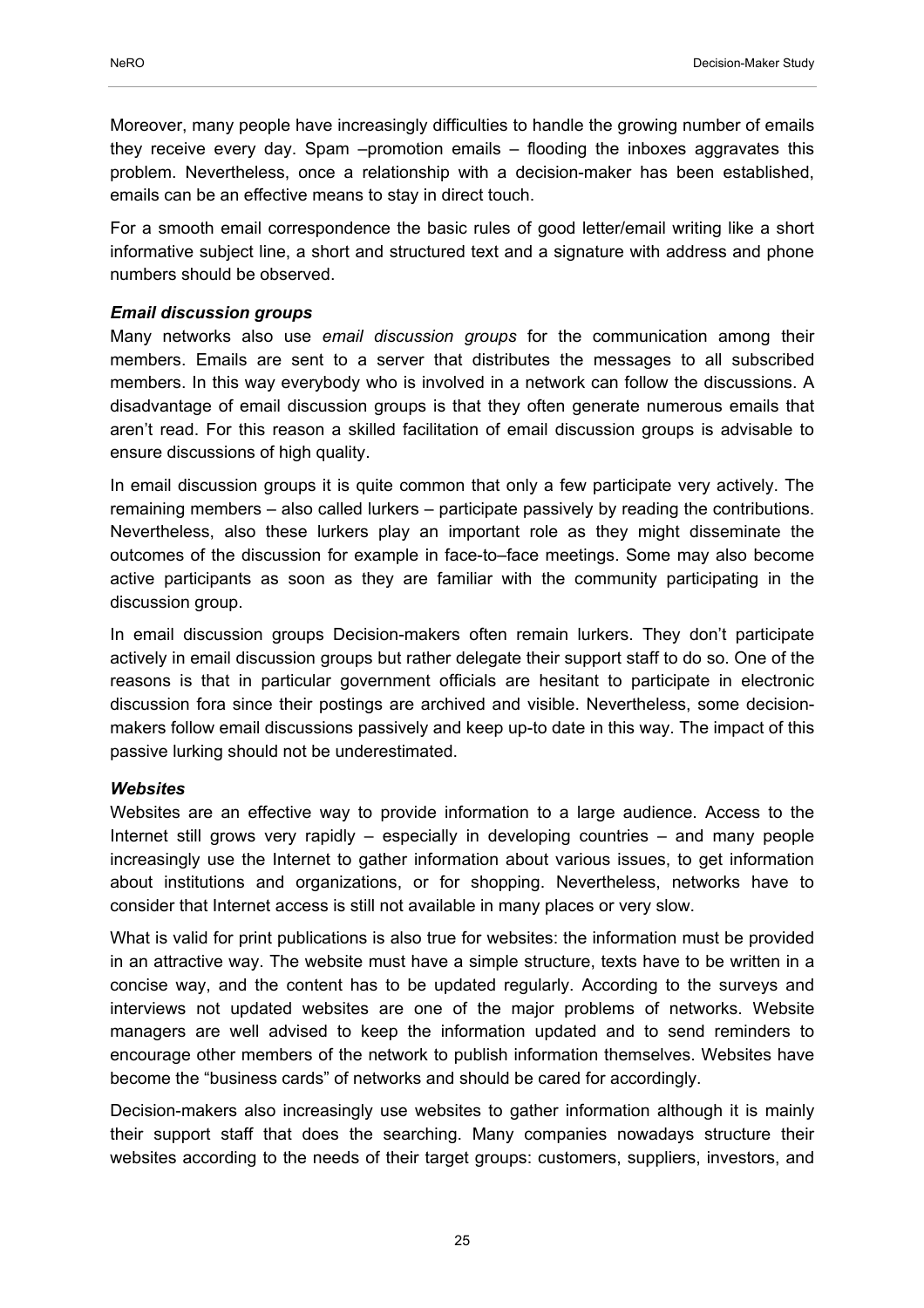Moreover, many people have increasingly difficulties to handle the growing number of emails they receive every day. Spam –promotion emails – flooding the inboxes aggravates this problem. Nevertheless, once a relationship with a decision-maker has been established, emails can be an effective means to stay in direct touch.

For a smooth email correspondence the basic rules of good letter/email writing like a short informative subject line, a short and structured text and a signature with address and phone numbers should be observed.

***Email discussion groups***

Many networks also use *email discussion groups* for the communication among their members. Emails are sent to a server that distributes the messages to all subscribed members. In this way everybody who is involved in a network can follow the discussions. A disadvantage of email discussion groups is that they often generate numerous emails that aren't read. For this reason a skilled facilitation of email discussion groups is advisable to ensure discussions of high quality.

In email discussion groups it is quite common that only a few participate very actively. The remaining members – also called lurkers – participate passively by reading the contributions. Nevertheless, also these lurkers play an important role as they might disseminate the outcomes of the discussion for example in face-to–face meetings. Some may also become active participants as soon as they are familiar with the community participating in the discussion group.

In email discussion groups Decision-makers often remain lurkers. They don't participate actively in email discussion groups but rather delegate their support staff to do so. One of the reasons is that in particular government officials are hesitant to participate in electronic discussion fora since their postings are archived and visible. Nevertheless, some decision-makers follow email discussions passively and keep up-to date in this way. The impact of this passive lurking should not be underestimated.

***Websites***

Websites are an effective way to provide information to a large audience. Access to the Internet still grows very rapidly – especially in developing countries – and many people increasingly use the Internet to gather information about various issues, to get information about institutions and organizations, or for shopping. Nevertheless, networks have to consider that Internet access is still not available in many places or very slow.

What is valid for print publications is also true for websites: the information must be provided in an attractive way. The website must have a simple structure, texts have to be written in a concise way, and the content has to be updated regularly. According to the surveys and interviews not updated websites are one of the major problems of networks. Website managers are well advised to keep the information updated and to send reminders to encourage other members of the network to publish information themselves. Websites have become the "business cards" of networks and should be cared for accordingly.

Decision-makers also increasingly use websites to gather information although it is mainly their support staff that does the searching. Many companies nowadays structure their websites according to the needs of their target groups: customers, suppliers, investors, and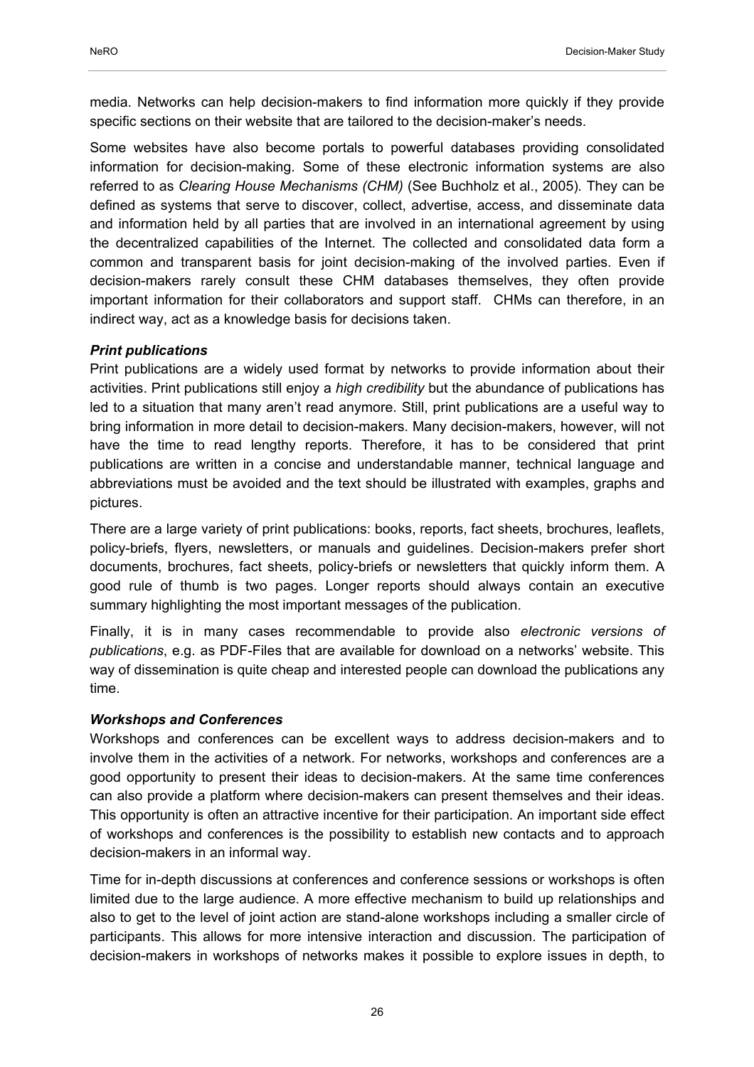media. Networks can help decision-makers to find information more quickly if they provide specific sections on their website that are tailored to the decision-maker's needs.

Some websites have also become portals to powerful databases providing consolidated information for decision-making. Some of these electronic information systems are also referred to as *Clearing House Mechanisms (CHM)* (See Buchholz et al., 2005). They can be defined as systems that serve to discover, collect, advertise, access, and disseminate data and information held by all parties that are involved in an international agreement by using the decentralized capabilities of the Internet. The collected and consolidated data form a common and transparent basis for joint decision-making of the involved parties. Even if decision-makers rarely consult these CHM databases themselves, they often provide important information for their collaborators and support staff. CHMs can therefore, in an indirect way, act as a knowledge basis for decisions taken.

***Print publications***

Print publications are a widely used format by networks to provide information about their activities. Print publications still enjoy a *high credibility* but the abundance of publications has led to a situation that many aren't read anymore. Still, print publications are a useful way to bring information in more detail to decision-makers. Many decision-makers, however, will not have the time to read lengthy reports. Therefore, it has to be considered that print publications are written in a concise and understandable manner, technical language and abbreviations must be avoided and the text should be illustrated with examples, graphs and pictures.

There are a large variety of print publications: books, reports, fact sheets, brochures, leaflets, policy-briefs, flyers, newsletters, or manuals and guidelines. Decision-makers prefer short documents, brochures, fact sheets, policy-briefs or newsletters that quickly inform them. A good rule of thumb is two pages. Longer reports should always contain an executive summary highlighting the most important messages of the publication.

Finally, it is in many cases recommendable to provide also *electronic versions of publications*, e.g. as PDF-Files that are available for download on a networks' website. This way of dissemination is quite cheap and interested people can download the publications any time.

***Workshops and Conferences***

Workshops and conferences can be excellent ways to address decision-makers and to involve them in the activities of a network. For networks, workshops and conferences are a good opportunity to present their ideas to decision-makers. At the same time conferences can also provide a platform where decision-makers can present themselves and their ideas. This opportunity is often an attractive incentive for their participation. An important side effect of workshops and conferences is the possibility to establish new contacts and to approach decision-makers in an informal way.

Time for in-depth discussions at conferences and conference sessions or workshops is often limited due to the large audience. A more effective mechanism to build up relationships and also to get to the level of joint action are stand-alone workshops including a smaller circle of participants. This allows for more intensive interaction and discussion. The participation of decision-makers in workshops of networks makes it possible to explore issues in depth, to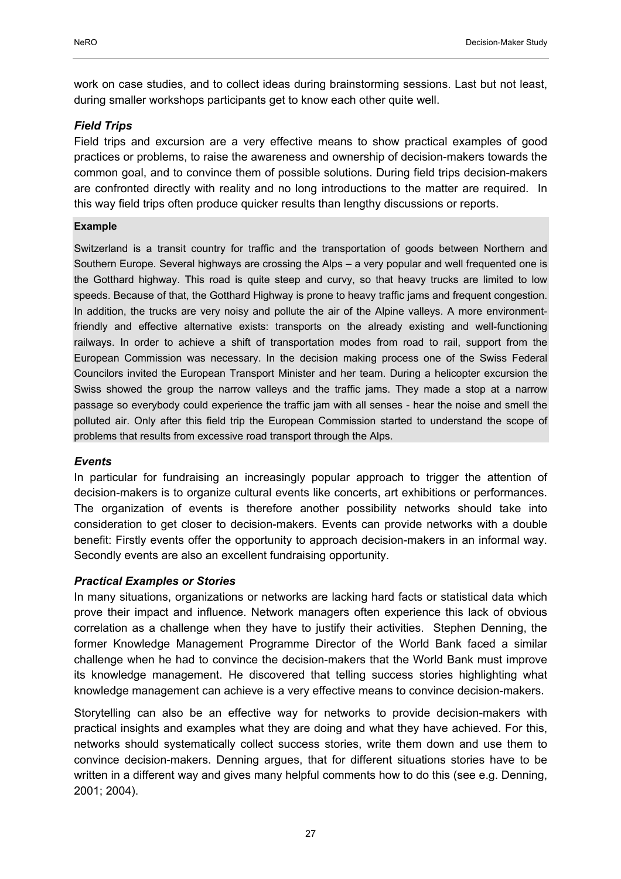work on case studies, and to collect ideas during brainstorming sessions. Last but not least, during smaller workshops participants get to know each other quite well.

### *Field Trips*

Field trips and excursion are a very effective means to show practical examples of good practices or problems, to raise the awareness and ownership of decision-makers towards the common goal, and to convince them of possible solutions. During field trips decision-makers are confronted directly with reality and no long introductions to the matter are required. In this way field trips often produce quicker results than lengthy discussions or reports.

**Example**

Switzerland is a transit country for traffic and the transportation of goods between Northern and Southern Europe. Several highways are crossing the Alps – a very popular and well frequented one is the Gotthard highway. This road is quite steep and curvy, so that heavy trucks are limited to low speeds. Because of that, the Gotthard Highway is prone to heavy traffic jams and frequent congestion. In addition, the trucks are very noisy and pollute the air of the Alpine valleys. A more environment-friendly and effective alternative exists: transports on the already existing and well-functioning railways. In order to achieve a shift of transportation modes from road to rail, support from the European Commission was necessary. In the decision making process one of the Swiss Federal Councilors invited the European Transport Minister and her team. During a helicopter excursion the Swiss showed the group the narrow valleys and the traffic jams. They made a stop at a narrow passage so everybody could experience the traffic jam with all senses - hear the noise and smell the polluted air. Only after this field trip the European Commission started to understand the scope of problems that results from excessive road transport through the Alps.

### *Events*

In particular for fundraising an increasingly popular approach to trigger the attention of decision-makers is to organize cultural events like concerts, art exhibitions or performances. The organization of events is therefore another possibility networks should take into consideration to get closer to decision-makers. Events can provide networks with a double benefit: Firstly events offer the opportunity to approach decision-makers in an informal way. Secondly events are also an excellent fundraising opportunity.

### *Practical Examples or Stories*

In many situations, organizations or networks are lacking hard facts or statistical data which prove their impact and influence. Network managers often experience this lack of obvious correlation as a challenge when they have to justify their activities. Stephen Denning, the former Knowledge Management Programme Director of the World Bank faced a similar challenge when he had to convince the decision-makers that the World Bank must improve its knowledge management. He discovered that telling success stories highlighting what knowledge management can achieve is a very effective means to convince decision-makers.

Storytelling can also be an effective way for networks to provide decision-makers with practical insights and examples what they are doing and what they have achieved. For this, networks should systematically collect success stories, write them down and use them to convince decision-makers. Denning argues, that for different situations stories have to be written in a different way and gives many helpful comments how to do this (see e.g. Denning, 2001; 2004).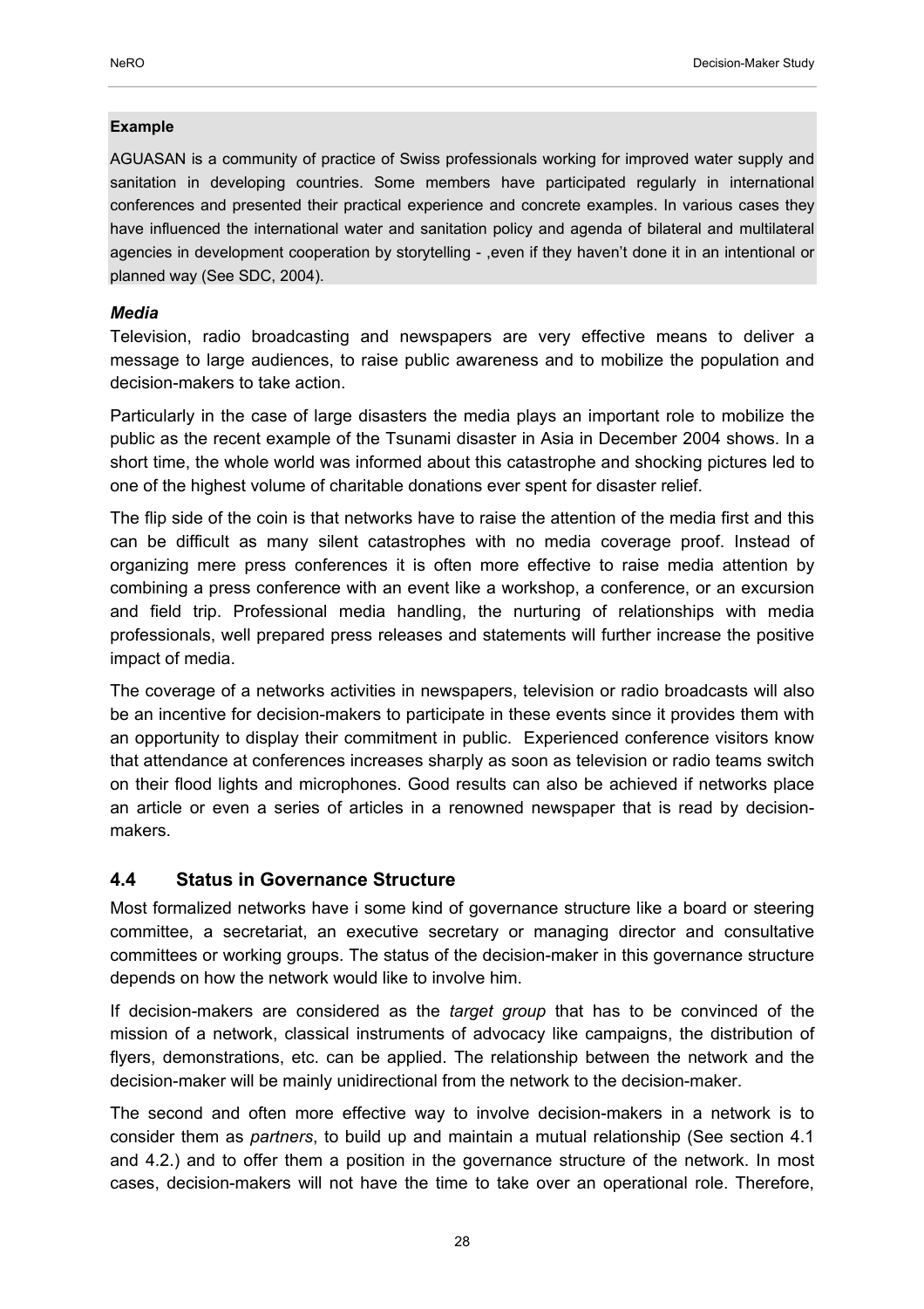**Example**

AGUASAN is a community of practice of Swiss professionals working for improved water supply and sanitation in developing countries. Some members have participated regularly in international conferences and presented their practical experience and concrete examples. In various cases they have influenced the international water and sanitation policy and agenda of bilateral and multilateral agencies in development cooperation by storytelling - ,even if they haven't done it in an intentional or planned way (See SDC, 2004).

***Media***

Television, radio broadcasting and newspapers are very effective means to deliver a message to large audiences, to raise public awareness and to mobilize the population and decision-makers to take action.

Particularly in the case of large disasters the media plays an important role to mobilize the public as the recent example of the Tsunami disaster in Asia in December 2004 shows. In a short time, the whole world was informed about this catastrophe and shocking pictures led to one of the highest volume of charitable donations ever spent for disaster relief.

The flip side of the coin is that networks have to raise the attention of the media first and this can be difficult as many silent catastrophes with no media coverage proof. Instead of organizing mere press conferences it is often more effective to raise media attention by combining a press conference with an event like a workshop, a conference, or an excursion and field trip. Professional media handling, the nurturing of relationships with media professionals, well prepared press releases and statements will further increase the positive impact of media.

The coverage of a networks activities in newspapers, television or radio broadcasts will also be an incentive for decision-makers to participate in these events since it provides them with an opportunity to display their commitment in public. Experienced conference visitors know that attendance at conferences increases sharply as soon as television or radio teams switch on their flood lights and microphones. Good results can also be achieved if networks place an article or even a series of articles in a renowned newspaper that is read by decision-makers.

## 4.4 Status in Governance Structure

Most formalized networks have i some kind of governance structure like a board or steering committee, a secretariat, an executive secretary or managing director and consultative committees or working groups. The status of the decision-maker in this governance structure depends on how the network would like to involve him.

If decision-makers are considered as the *target group* that has to be convinced of the mission of a network, classical instruments of advocacy like campaigns, the distribution of flyers, demonstrations, etc. can be applied. The relationship between the network and the decision-maker will be mainly unidirectional from the network to the decision-maker.

The second and often more effective way to involve decision-makers in a network is to consider them as *partners*, to build up and maintain a mutual relationship (See section 4.1 and 4.2.) and to offer them a position in the governance structure of the network. In most cases, decision-makers will not have the time to take over an operational role. Therefore,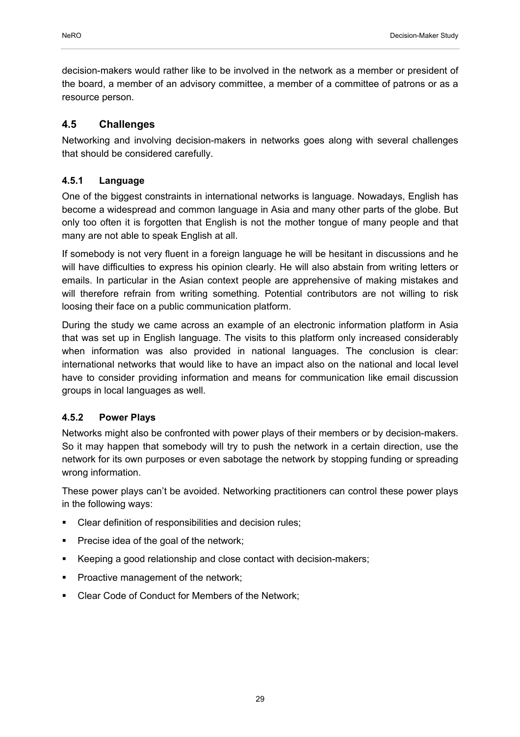decision-makers would rather like to be involved in the network as a member or president of the board, a member of an advisory committee, a member of a committee of patrons or as a resource person.

## 4.5 Challenges

Networking and involving decision-makers in networks goes along with several challenges that should be considered carefully.

### 4.5.1 Language

One of the biggest constraints in international networks is language. Nowadays, English has become a widespread and common language in Asia and many other parts of the globe. But only too often it is forgotten that English is not the mother tongue of many people and that many are not able to speak English at all.

If somebody is not very fluent in a foreign language he will be hesitant in discussions and he will have difficulties to express his opinion clearly. He will also abstain from writing letters or emails. In particular in the Asian context people are apprehensive of making mistakes and will therefore refrain from writing something. Potential contributors are not willing to risk loosing their face on a public communication platform.

During the study we came across an example of an electronic information platform in Asia that was set up in English language. The visits to this platform only increased considerably when information was also provided in national languages. The conclusion is clear: international networks that would like to have an impact also on the national and local level have to consider providing information and means for communication like email discussion groups in local languages as well.

### 4.5.2 Power Plays

Networks might also be confronted with power plays of their members or by decision-makers. So it may happen that somebody will try to push the network in a certain direction, use the network for its own purposes or even sabotage the network by stopping funding or spreading wrong information.

These power plays can't be avoided. Networking practitioners can control these power plays in the following ways:

- Clear definition of responsibilities and decision rules;
- Precise idea of the goal of the network;
- Keeping a good relationship and close contact with decision-makers;
- Proactive management of the network;
- Clear Code of Conduct for Members of the Network;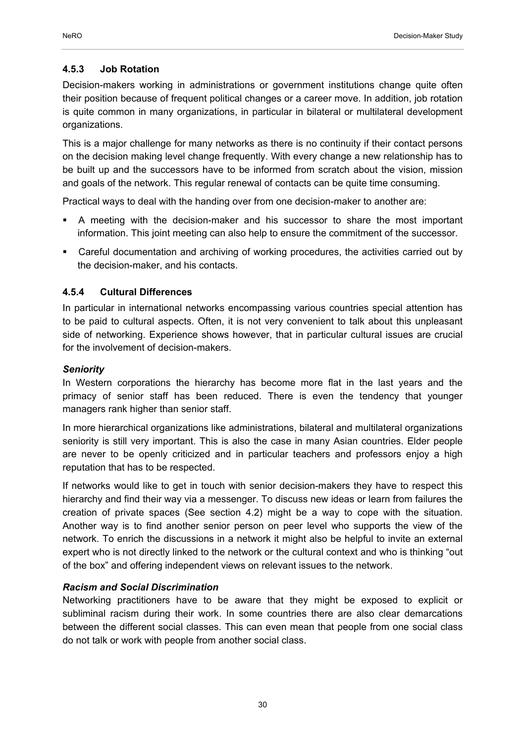### 4.5.3 Job Rotation

Decision-makers working in administrations or government institutions change quite often their position because of frequent political changes or a career move. In addition, job rotation is quite common in many organizations, in particular in bilateral or multilateral development organizations.

This is a major challenge for many networks as there is no continuity if their contact persons on the decision making level change frequently. With every change a new relationship has to be built up and the successors have to be informed from scratch about the vision, mission and goals of the network. This regular renewal of contacts can be quite time consuming.

Practical ways to deal with the handing over from one decision-maker to another are:

- A meeting with the decision-maker and his successor to share the most important information. This joint meeting can also help to ensure the commitment of the successor.
- Careful documentation and archiving of working procedures, the activities carried out by the decision-maker, and his contacts.

### 4.5.4 Cultural Differences

In particular in international networks encompassing various countries special attention has to be paid to cultural aspects. Often, it is not very convenient to talk about this unpleasant side of networking. Experience shows however, that in particular cultural issues are crucial for the involvement of decision-makers.

***Seniority***

In Western corporations the hierarchy has become more flat in the last years and the primacy of senior staff has been reduced. There is even the tendency that younger managers rank higher than senior staff.

In more hierarchical organizations like administrations, bilateral and multilateral organizations seniority is still very important. This is also the case in many Asian countries. Elder people are never to be openly criticized and in particular teachers and professors enjoy a high reputation that has to be respected.

If networks would like to get in touch with senior decision-makers they have to respect this hierarchy and find their way via a messenger. To discuss new ideas or learn from failures the creation of private spaces (See section 4.2) might be a way to cope with the situation. Another way is to find another senior person on peer level who supports the view of the network. To enrich the discussions in a network it might also be helpful to invite an external expert who is not directly linked to the network or the cultural context and who is thinking "out of the box" and offering independent views on relevant issues to the network.

***Racism and Social Discrimination***

Networking practitioners have to be aware that they might be exposed to explicit or subliminal racism during their work. In some countries there are also clear demarcations between the different social classes. This can even mean that people from one social class do not talk or work with people from another social class.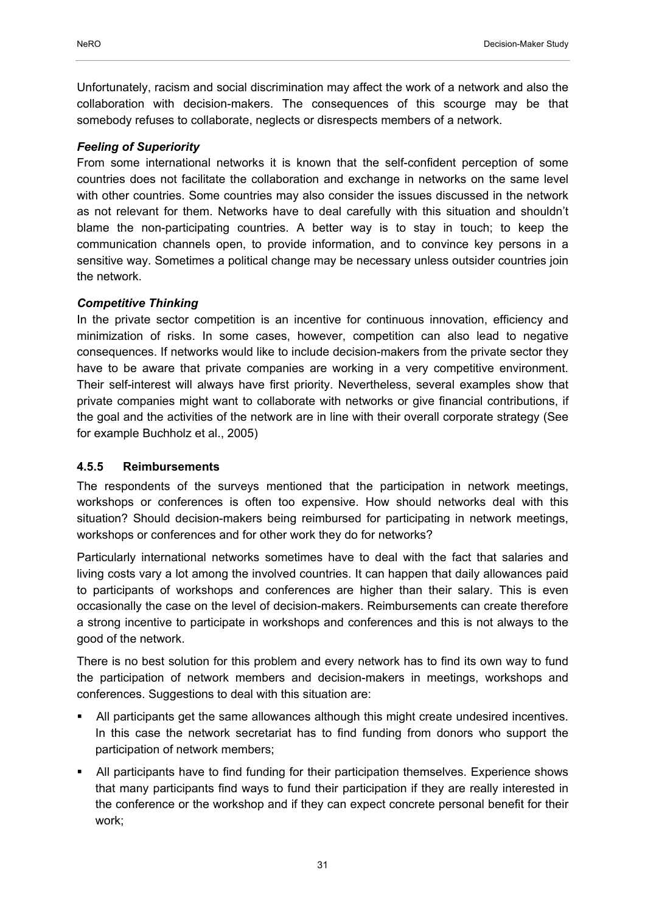Unfortunately, racism and social discrimination may affect the work of a network and also the collaboration with decision-makers. The consequences of this scourge may be that somebody refuses to collaborate, neglects or disrespects members of a network.

***Feeling of Superiority***

From some international networks it is known that the self-confident perception of some countries does not facilitate the collaboration and exchange in networks on the same level with other countries. Some countries may also consider the issues discussed in the network as not relevant for them. Networks have to deal carefully with this situation and shouldn't blame the non-participating countries. A better way is to stay in touch; to keep the communication channels open, to provide information, and to convince key persons in a sensitive way. Sometimes a political change may be necessary unless outsider countries join the network.

***Competitive Thinking***

In the private sector competition is an incentive for continuous innovation, efficiency and minimization of risks. In some cases, however, competition can also lead to negative consequences. If networks would like to include decision-makers from the private sector they have to be aware that private companies are working in a very competitive environment. Their self-interest will always have first priority. Nevertheless, several examples show that private companies might want to collaborate with networks or give financial contributions, if the goal and the activities of the network are in line with their overall corporate strategy (See for example Buchholz et al., 2005)

### 4.5.5 Reimbursements

The respondents of the surveys mentioned that the participation in network meetings, workshops or conferences is often too expensive. How should networks deal with this situation? Should decision-makers being reimbursed for participating in network meetings, workshops or conferences and for other work they do for networks?

Particularly international networks sometimes have to deal with the fact that salaries and living costs vary a lot among the involved countries. It can happen that daily allowances paid to participants of workshops and conferences are higher than their salary. This is even occasionally the case on the level of decision-makers. Reimbursements can create therefore a strong incentive to participate in workshops and conferences and this is not always to the good of the network.

There is no best solution for this problem and every network has to find its own way to fund the participation of network members and decision-makers in meetings, workshops and conferences. Suggestions to deal with this situation are:

- All participants get the same allowances although this might create undesired incentives. In this case the network secretariat has to find funding from donors who support the participation of network members;
- All participants have to find funding for their participation themselves. Experience shows that many participants find ways to fund their participation if they are really interested in the conference or the workshop and if they can expect concrete personal benefit for their work;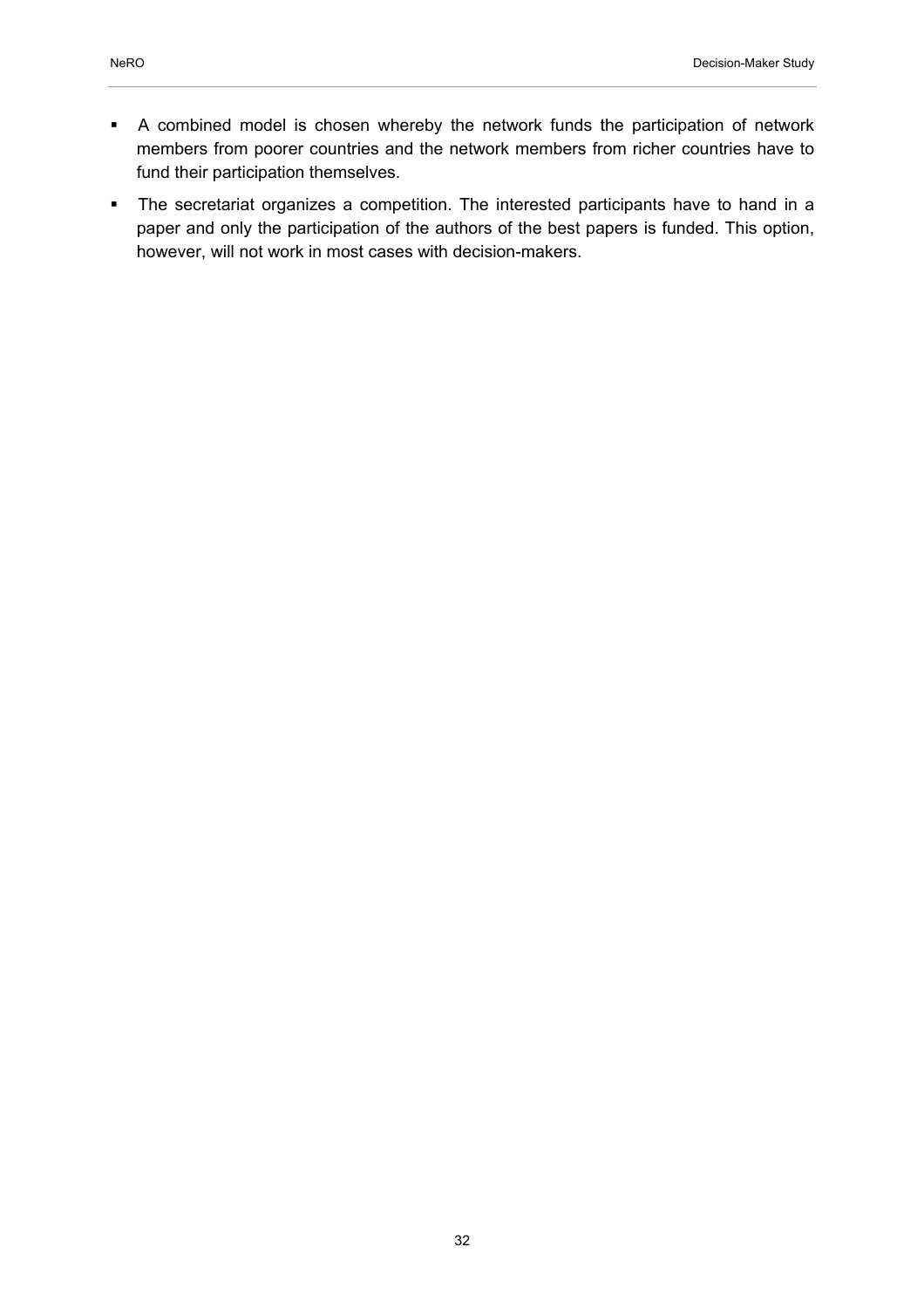- A combined model is chosen whereby the network funds the participation of network members from poorer countries and the network members from richer countries have to fund their participation themselves.
- The secretariat organizes a competition. The interested participants have to hand in a paper and only the participation of the authors of the best papers is funded. This option, however, will not work in most cases with decision-makers.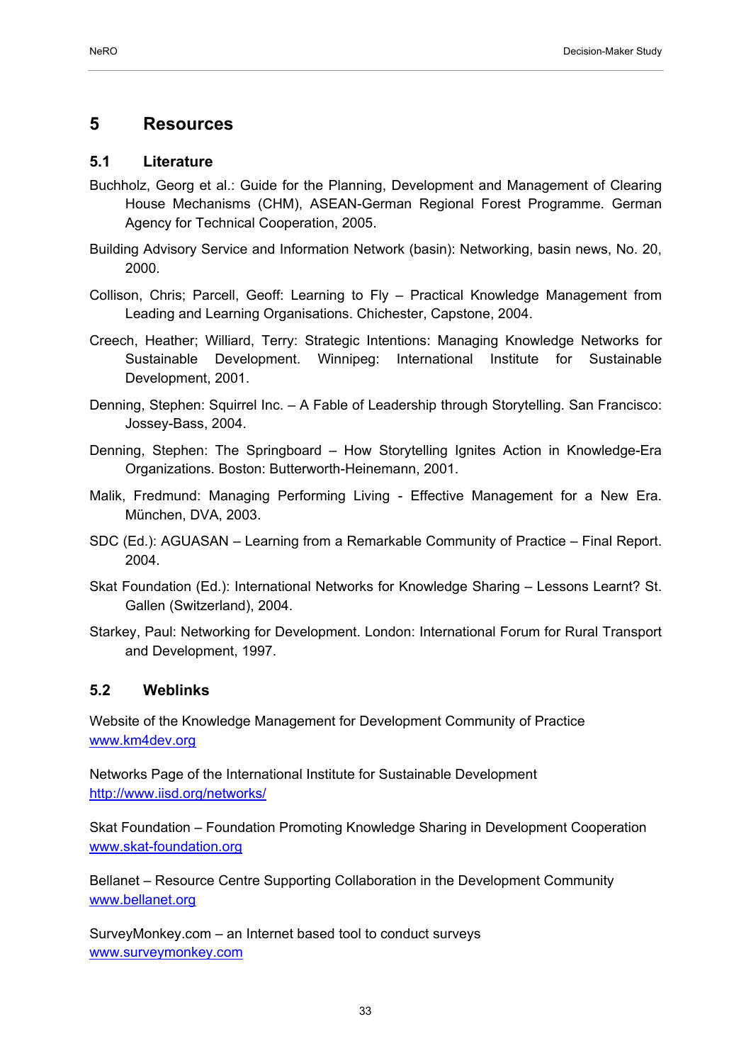# 5 Resources

## 5.1 Literature

Buchholz, Georg et al.: Guide for the Planning, Development and Management of Clearing House Mechanisms (CHM), ASEAN-German Regional Forest Programme. German Agency for Technical Cooperation, 2005.

Building Advisory Service and Information Network (basin): Networking, basin news, No. 20, 2000.

Collison, Chris; Parcell, Geoff: Learning to Fly – Practical Knowledge Management from Leading and Learning Organisations. Chichester, Capstone, 2004.

Creech, Heather; Williard, Terry: Strategic Intentions: Managing Knowledge Networks for Sustainable Development. Winnipeg: International Institute for Sustainable Development, 2001.

Denning, Stephen: Squirrel Inc. – A Fable of Leadership through Storytelling. San Francisco: Jossey-Bass, 2004.

Denning, Stephen: The Springboard – How Storytelling Ignites Action in Knowledge-Era Organizations. Boston: Butterworth-Heinemann, 2001.

Malik, Fredmund: Managing Performing Living - Effective Management for a New Era. München, DVA, 2003.

SDC (Ed.): AGUASAN – Learning from a Remarkable Community of Practice – Final Report. 2004.

Skat Foundation (Ed.): International Networks for Knowledge Sharing – Lessons Learnt? St. Gallen (Switzerland), 2004.

Starkey, Paul: Networking for Development. London: International Forum for Rural Transport and Development, 1997.

## 5.2 Weblinks

Website of the Knowledge Management for Development Community of Practice
www.km4dev.org

Networks Page of the International Institute for Sustainable Development
http://www.iisd.org/networks/

Skat Foundation – Foundation Promoting Knowledge Sharing in Development Cooperation
www.skat-foundation.org

Bellanet – Resource Centre Supporting Collaboration in the Development Community
www.bellanet.org

SurveyMonkey.com – an Internet based tool to conduct surveys
www.surveymonkey.com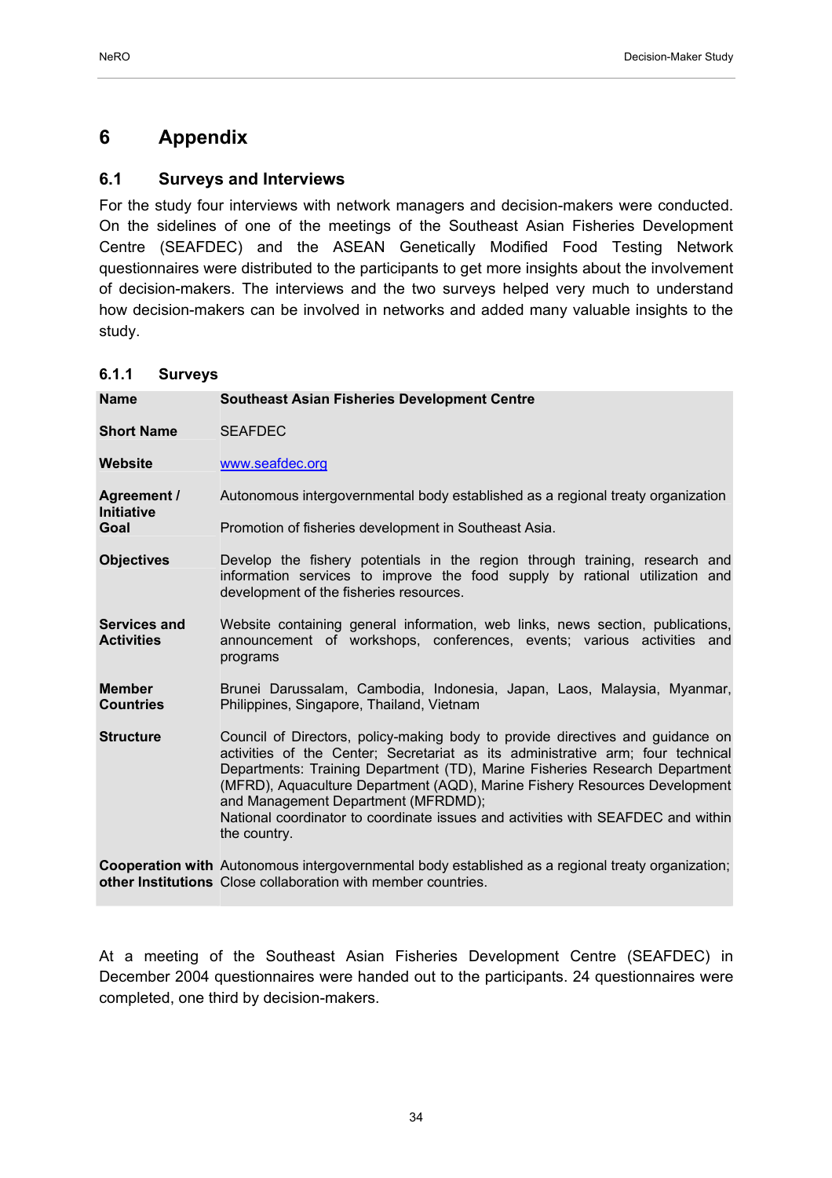# 6 Appendix

## 6.1 Surveys and Interviews

For the study four interviews with network managers and decision-makers were conducted. On the sidelines of one of the meetings of the Southeast Asian Fisheries Development Centre (SEAFDEC) and the ASEAN Genetically Modified Food Testing Network questionnaires were distributed to the participants to get more insights about the involvement of decision-makers. The interviews and the two surveys helped very much to understand how decision-makers can be involved in networks and added many valuable insights to the study.

### 6.1.1 Surveys

| **Name** | **Southeast Asian Fisheries Development Centre** |
|---|---|
| **Short Name** | SEAFDEC |
| **Website** | www.seafdec.org |
| **Agreement / Initiative** | Autonomous intergovernmental body established as a regional treaty organization |
| **Goal** | Promotion of fisheries development in Southeast Asia. |
| **Objectives** | Develop the fishery potentials in the region through training, research and information services to improve the food supply by rational utilization and development of the fisheries resources. |
| **Services and Activities** | Website containing general information, web links, news section, publications, announcement of workshops, conferences, events; various activities and programs |
| **Member Countries** | Brunei Darussalam, Cambodia, Indonesia, Japan, Laos, Malaysia, Myanmar, Philippines, Singapore, Thailand, Vietnam |
| **Structure** | Council of Directors, policy-making body to provide directives and guidance on activities of the Center; Secretariat as its administrative arm; four technical Departments: Training Department (TD), Marine Fisheries Research Department (MFRD), Aquaculture Department (AQD), Marine Fishery Resources Development and Management Department (MFRDMD); National coordinator to coordinate issues and activities with SEAFDEC and within the country. |
| **Cooperation with other Institutions** | Autonomous intergovernmental body established as a regional treaty organization; Close collaboration with member countries. |

At a meeting of the Southeast Asian Fisheries Development Centre (SEAFDEC) in December 2004 questionnaires were handed out to the participants. 24 questionnaires were completed, one third by decision-makers.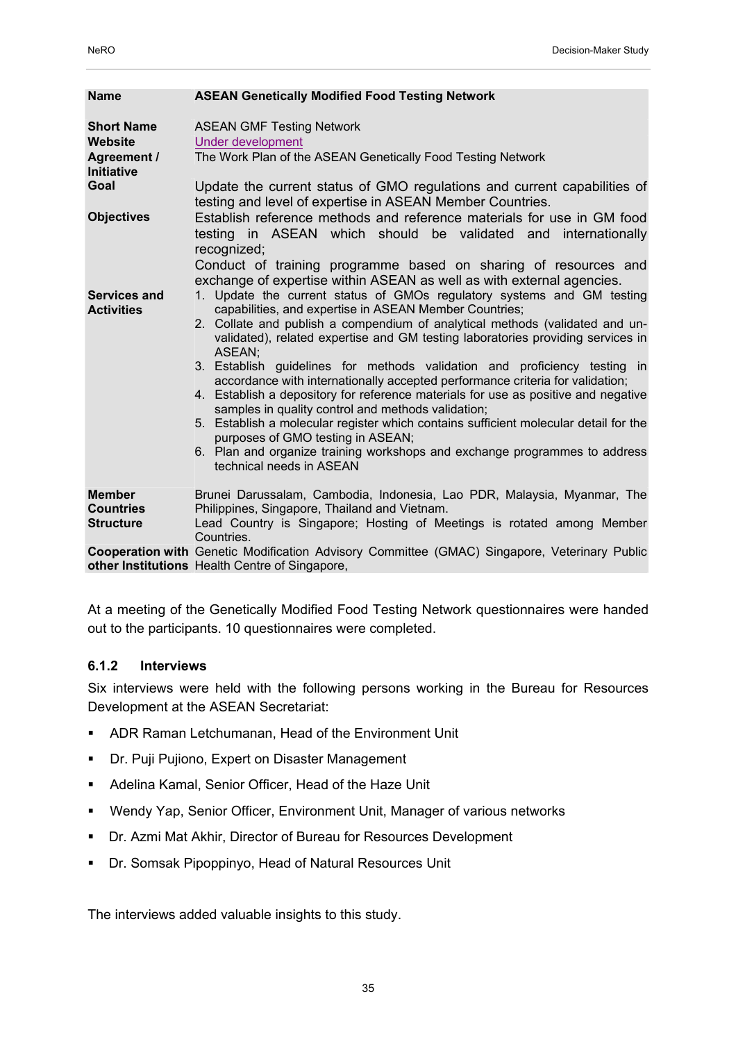| Name | ASEAN Genetically Modified Food Testing Network |
|---|---|
| Short Name | ASEAN GMF Testing Network |
| Website | Under development |
| Agreement / Initiative | The Work Plan of the ASEAN Genetically Food Testing Network |
| Goal | Update the current status of GMO regulations and current capabilities of testing and level of expertise in ASEAN Member Countries. |
| Objectives | Establish reference methods and reference materials for use in GM food testing in ASEAN which should be validated and internationally recognized;<br>Conduct of training programme based on sharing of resources and exchange of expertise within ASEAN as well as with external agencies. |
| Services and Activities | 1. Update the current status of GMOs regulatory systems and GM testing capabilities, and expertise in ASEAN Member Countries;<br>2. Collate and publish a compendium of analytical methods (validated and un-validated), related expertise and GM testing laboratories providing services in ASEAN;<br>3. Establish guidelines for methods validation and proficiency testing in accordance with internationally accepted performance criteria for validation;<br>4. Establish a depository for reference materials for use as positive and negative samples in quality control and methods validation;<br>5. Establish a molecular register which contains sufficient molecular detail for the purposes of GMO testing in ASEAN;<br>6. Plan and organize training workshops and exchange programmes to address technical needs in ASEAN |
| Member Countries | Brunei Darussalam, Cambodia, Indonesia, Lao PDR, Malaysia, Myanmar, The Philippines, Singapore, Thailand and Vietnam. |
| Structure | Lead Country is Singapore; Hosting of Meetings is rotated among Member Countries. |
| Cooperation with other Institutions | Genetic Modification Advisory Committee (GMAC) Singapore, Veterinary Public Health Centre of Singapore, |

At a meeting of the Genetically Modified Food Testing Network questionnaires were handed out to the participants. 10 questionnaires were completed.

### 6.1.2 Interviews

Six interviews were held with the following persons working in the Bureau for Resources Development at the ASEAN Secretariat:

- ADR Raman Letchumanan, Head of the Environment Unit
- Dr. Puji Pujiono, Expert on Disaster Management
- Adelina Kamal, Senior Officer, Head of the Haze Unit
- Wendy Yap, Senior Officer, Environment Unit, Manager of various networks
- Dr. Azmi Mat Akhir, Director of Bureau for Resources Development
- Dr. Somsak Pipoppinyo, Head of Natural Resources Unit

The interviews added valuable insights to this study.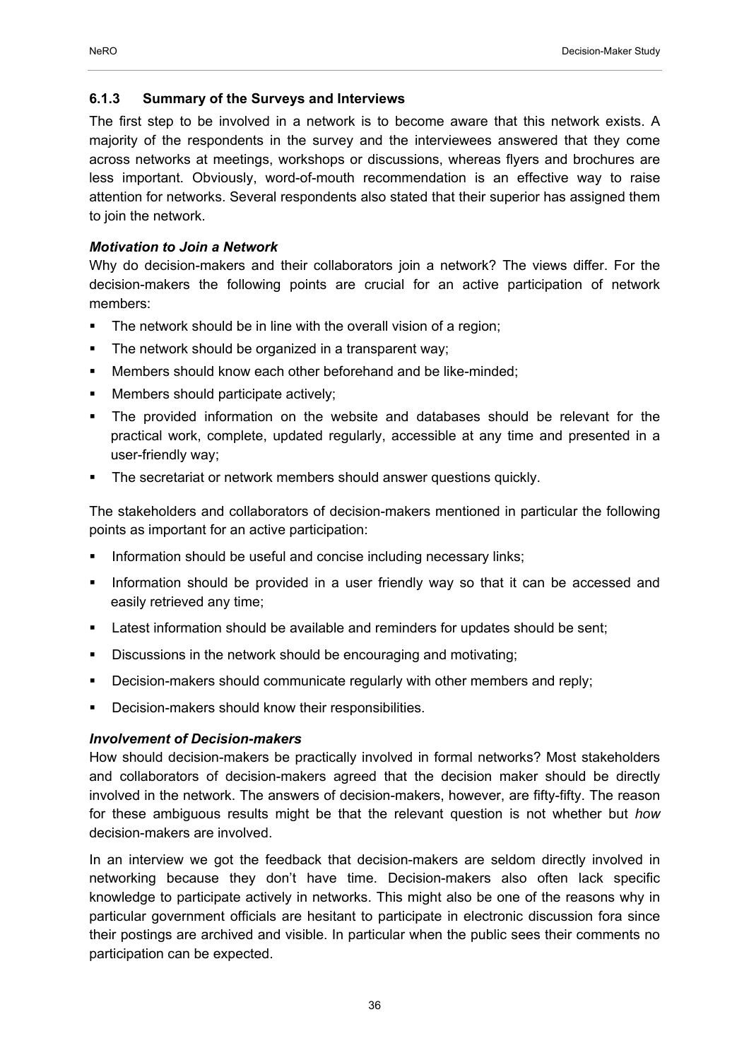### 6.1.3 Summary of the Surveys and Interviews

The first step to be involved in a network is to become aware that this network exists. A majority of the respondents in the survey and the interviewees answered that they come across networks at meetings, workshops or discussions, whereas flyers and brochures are less important. Obviously, word-of-mouth recommendation is an effective way to raise attention for networks. Several respondents also stated that their superior has assigned them to join the network.

***Motivation to Join a Network***

Why do decision-makers and their collaborators join a network? The views differ. For the decision-makers the following points are crucial for an active participation of network members:

- The network should be in line with the overall vision of a region;
- The network should be organized in a transparent way;
- Members should know each other beforehand and be like-minded;
- Members should participate actively;
- The provided information on the website and databases should be relevant for the practical work, complete, updated regularly, accessible at any time and presented in a user-friendly way;
- The secretariat or network members should answer questions quickly.

The stakeholders and collaborators of decision-makers mentioned in particular the following points as important for an active participation:

- Information should be useful and concise including necessary links;
- Information should be provided in a user friendly way so that it can be accessed and easily retrieved any time;
- Latest information should be available and reminders for updates should be sent;
- Discussions in the network should be encouraging and motivating;
- Decision-makers should communicate regularly with other members and reply;
- Decision-makers should know their responsibilities.

***Involvement of Decision-makers***

How should decision-makers be practically involved in formal networks? Most stakeholders and collaborators of decision-makers agreed that the decision maker should be directly involved in the network. The answers of decision-makers, however, are fifty-fifty. The reason for these ambiguous results might be that the relevant question is not whether but *how* decision-makers are involved.

In an interview we got the feedback that decision-makers are seldom directly involved in networking because they don't have time. Decision-makers also often lack specific knowledge to participate actively in networks. This might also be one of the reasons why in particular government officials are hesitant to participate in electronic discussion fora since their postings are archived and visible. In particular when the public sees their comments no participation can be expected.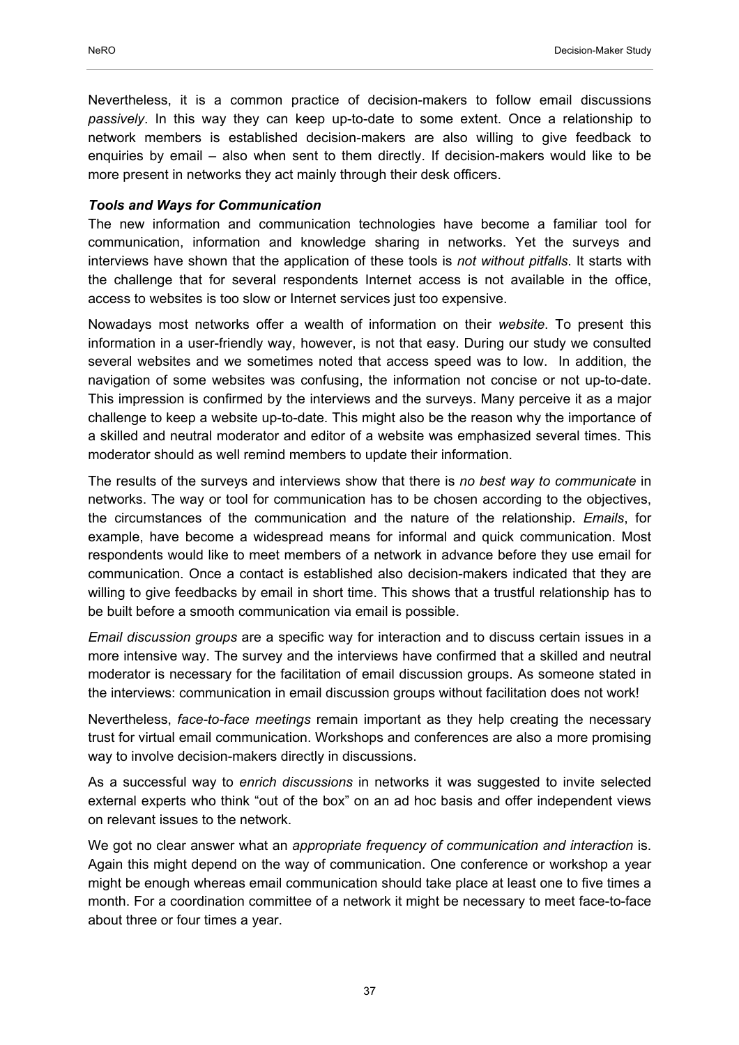Nevertheless, it is a common practice of decision-makers to follow email discussions *passively*. In this way they can keep up-to-date to some extent. Once a relationship to network members is established decision-makers are also willing to give feedback to enquiries by email – also when sent to them directly. If decision-makers would like to be more present in networks they act mainly through their desk officers.

***Tools and Ways for Communication***

The new information and communication technologies have become a familiar tool for communication, information and knowledge sharing in networks. Yet the surveys and interviews have shown that the application of these tools is *not without pitfalls*. It starts with the challenge that for several respondents Internet access is not available in the office, access to websites is too slow or Internet services just too expensive.

Nowadays most networks offer a wealth of information on their *website*. To present this information in a user-friendly way, however, is not that easy. During our study we consulted several websites and we sometimes noted that access speed was to low. In addition, the navigation of some websites was confusing, the information not concise or not up-to-date. This impression is confirmed by the interviews and the surveys. Many perceive it as a major challenge to keep a website up-to-date. This might also be the reason why the importance of a skilled and neutral moderator and editor of a website was emphasized several times. This moderator should as well remind members to update their information.

The results of the surveys and interviews show that there is *no best way to communicate* in networks. The way or tool for communication has to be chosen according to the objectives, the circumstances of the communication and the nature of the relationship. *Emails*, for example, have become a widespread means for informal and quick communication. Most respondents would like to meet members of a network in advance before they use email for communication. Once a contact is established also decision-makers indicated that they are willing to give feedbacks by email in short time. This shows that a trustful relationship has to be built before a smooth communication via email is possible.

*Email discussion groups* are a specific way for interaction and to discuss certain issues in a more intensive way. The survey and the interviews have confirmed that a skilled and neutral moderator is necessary for the facilitation of email discussion groups. As someone stated in the interviews: communication in email discussion groups without facilitation does not work!

Nevertheless, *face-to-face meetings* remain important as they help creating the necessary trust for virtual email communication. Workshops and conferences are also a more promising way to involve decision-makers directly in discussions.

As a successful way to *enrich discussions* in networks it was suggested to invite selected external experts who think "out of the box" on an ad hoc basis and offer independent views on relevant issues to the network.

We got no clear answer what an *appropriate frequency of communication and interaction* is. Again this might depend on the way of communication. One conference or workshop a year might be enough whereas email communication should take place at least one to five times a month. For a coordination committee of a network it might be necessary to meet face-to-face about three or four times a year.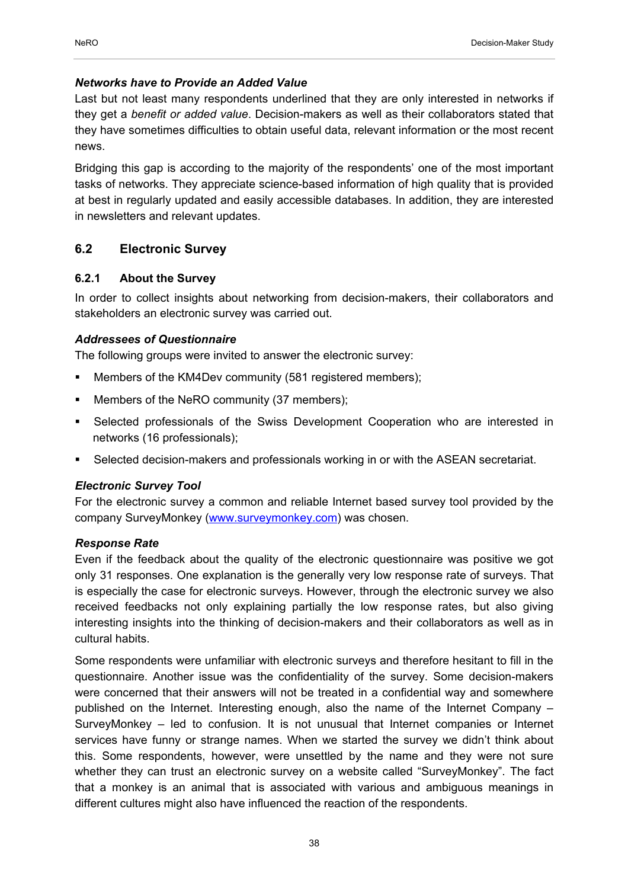***Networks have to Provide an Added Value***

Last but not least many respondents underlined that they are only interested in networks if they get a *benefit or added value*. Decision-makers as well as their collaborators stated that they have sometimes difficulties to obtain useful data, relevant information or the most recent news.

Bridging this gap is according to the majority of the respondents' one of the most important tasks of networks. They appreciate science-based information of high quality that is provided at best in regularly updated and easily accessible databases. In addition, they are interested in newsletters and relevant updates.

## 6.2 Electronic Survey

### 6.2.1 About the Survey

In order to collect insights about networking from decision-makers, their collaborators and stakeholders an electronic survey was carried out.

***Addressees of Questionnaire***

The following groups were invited to answer the electronic survey:

- Members of the KM4Dev community (581 registered members);
- Members of the NeRO community (37 members);
- Selected professionals of the Swiss Development Cooperation who are interested in networks (16 professionals);
- Selected decision-makers and professionals working in or with the ASEAN secretariat.

***Electronic Survey Tool***

For the electronic survey a common and reliable Internet based survey tool provided by the company SurveyMonkey (www.surveymonkey.com) was chosen.

***Response Rate***

Even if the feedback about the quality of the electronic questionnaire was positive we got only 31 responses. One explanation is the generally very low response rate of surveys. That is especially the case for electronic surveys. However, through the electronic survey we also received feedbacks not only explaining partially the low response rates, but also giving interesting insights into the thinking of decision-makers and their collaborators as well as in cultural habits.

Some respondents were unfamiliar with electronic surveys and therefore hesitant to fill in the questionnaire. Another issue was the confidentiality of the survey. Some decision-makers were concerned that their answers will not be treated in a confidential way and somewhere published on the Internet. Interesting enough, also the name of the Internet Company – SurveyMonkey – led to confusion. It is not unusual that Internet companies or Internet services have funny or strange names. When we started the survey we didn't think about this. Some respondents, however, were unsettled by the name and they were not sure whether they can trust an electronic survey on a website called "SurveyMonkey". The fact that a monkey is an animal that is associated with various and ambiguous meanings in different cultures might also have influenced the reaction of the respondents.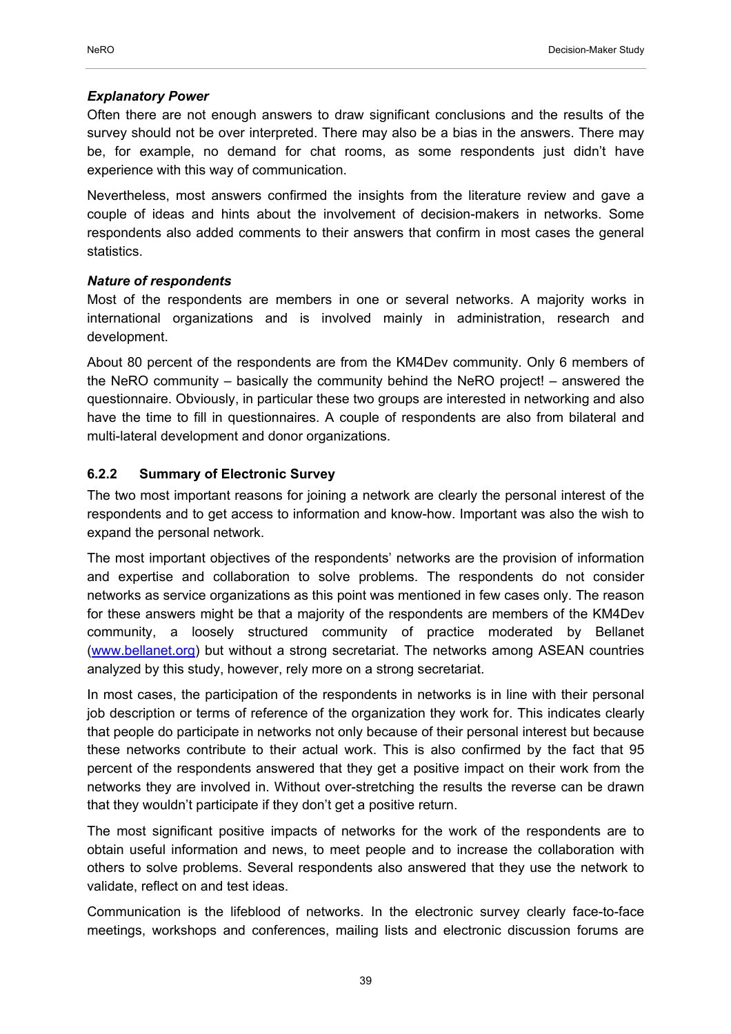***Explanatory Power***

Often there are not enough answers to draw significant conclusions and the results of the survey should not be over interpreted. There may also be a bias in the answers. There may be, for example, no demand for chat rooms, as some respondents just didn't have experience with this way of communication.

Nevertheless, most answers confirmed the insights from the literature review and gave a couple of ideas and hints about the involvement of decision-makers in networks. Some respondents also added comments to their answers that confirm in most cases the general statistics.

***Nature of respondents***

Most of the respondents are members in one or several networks. A majority works in international organizations and is involved mainly in administration, research and development.

About 80 percent of the respondents are from the KM4Dev community. Only 6 members of the NeRO community – basically the community behind the NeRO project! – answered the questionnaire. Obviously, in particular these two groups are interested in networking and also have the time to fill in questionnaires. A couple of respondents are also from bilateral and multi-lateral development and donor organizations.

### 6.2.2 Summary of Electronic Survey

The two most important reasons for joining a network are clearly the personal interest of the respondents and to get access to information and know-how. Important was also the wish to expand the personal network.

The most important objectives of the respondents' networks are the provision of information and expertise and collaboration to solve problems. The respondents do not consider networks as service organizations as this point was mentioned in few cases only. The reason for these answers might be that a majority of the respondents are members of the KM4Dev community, a loosely structured community of practice moderated by Bellanet (www.bellanet.org) but without a strong secretariat. The networks among ASEAN countries analyzed by this study, however, rely more on a strong secretariat.

In most cases, the participation of the respondents in networks is in line with their personal job description or terms of reference of the organization they work for. This indicates clearly that people do participate in networks not only because of their personal interest but because these networks contribute to their actual work. This is also confirmed by the fact that 95 percent of the respondents answered that they get a positive impact on their work from the networks they are involved in. Without over-stretching the results the reverse can be drawn that they wouldn't participate if they don't get a positive return.

The most significant positive impacts of networks for the work of the respondents are to obtain useful information and news, to meet people and to increase the collaboration with others to solve problems. Several respondents also answered that they use the network to validate, reflect on and test ideas.

Communication is the lifeblood of networks. In the electronic survey clearly face-to-face meetings, workshops and conferences, mailing lists and electronic discussion forums are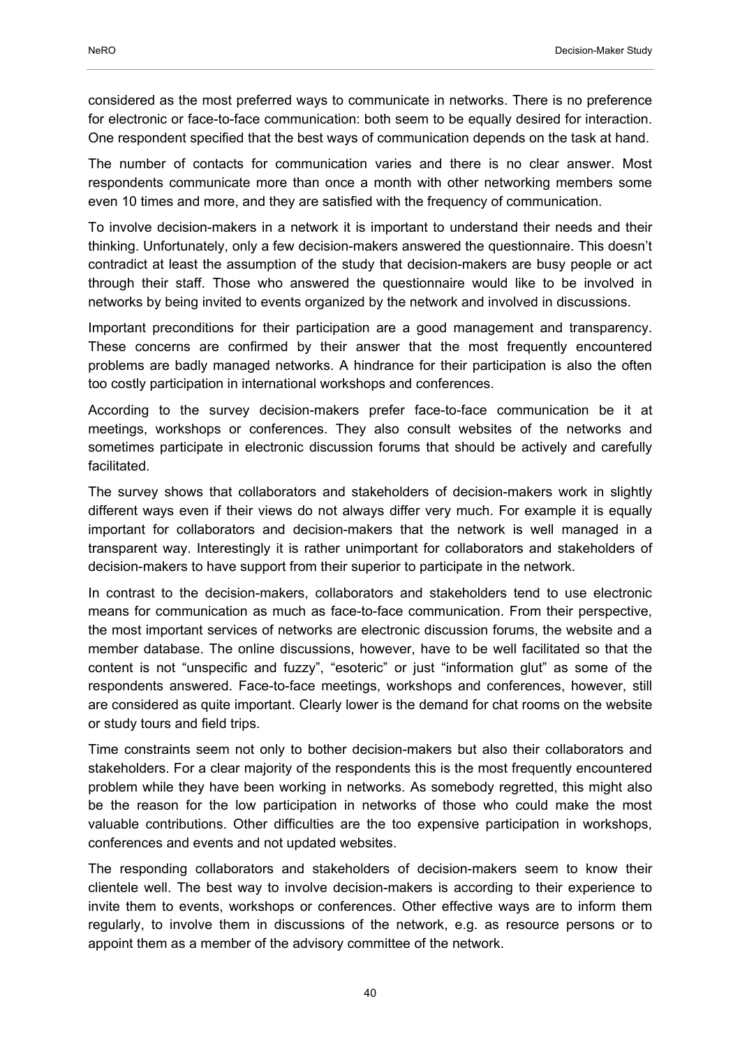considered as the most preferred ways to communicate in networks. There is no preference for electronic or face-to-face communication: both seem to be equally desired for interaction. One respondent specified that the best ways of communication depends on the task at hand.

The number of contacts for communication varies and there is no clear answer. Most respondents communicate more than once a month with other networking members some even 10 times and more, and they are satisfied with the frequency of communication.

To involve decision-makers in a network it is important to understand their needs and their thinking. Unfortunately, only a few decision-makers answered the questionnaire. This doesn't contradict at least the assumption of the study that decision-makers are busy people or act through their staff. Those who answered the questionnaire would like to be involved in networks by being invited to events organized by the network and involved in discussions.

Important preconditions for their participation are a good management and transparency. These concerns are confirmed by their answer that the most frequently encountered problems are badly managed networks. A hindrance for their participation is also the often too costly participation in international workshops and conferences.

According to the survey decision-makers prefer face-to-face communication be it at meetings, workshops or conferences. They also consult websites of the networks and sometimes participate in electronic discussion forums that should be actively and carefully facilitated.

The survey shows that collaborators and stakeholders of decision-makers work in slightly different ways even if their views do not always differ very much. For example it is equally important for collaborators and decision-makers that the network is well managed in a transparent way. Interestingly it is rather unimportant for collaborators and stakeholders of decision-makers to have support from their superior to participate in the network.

In contrast to the decision-makers, collaborators and stakeholders tend to use electronic means for communication as much as face-to-face communication. From their perspective, the most important services of networks are electronic discussion forums, the website and a member database. The online discussions, however, have to be well facilitated so that the content is not "unspecific and fuzzy", "esoteric" or just "information glut" as some of the respondents answered. Face-to-face meetings, workshops and conferences, however, still are considered as quite important. Clearly lower is the demand for chat rooms on the website or study tours and field trips.

Time constraints seem not only to bother decision-makers but also their collaborators and stakeholders. For a clear majority of the respondents this is the most frequently encountered problem while they have been working in networks. As somebody regretted, this might also be the reason for the low participation in networks of those who could make the most valuable contributions. Other difficulties are the too expensive participation in workshops, conferences and events and not updated websites.

The responding collaborators and stakeholders of decision-makers seem to know their clientele well. The best way to involve decision-makers is according to their experience to invite them to events, workshops or conferences. Other effective ways are to inform them regularly, to involve them in discussions of the network, e.g. as resource persons or to appoint them as a member of the advisory committee of the network.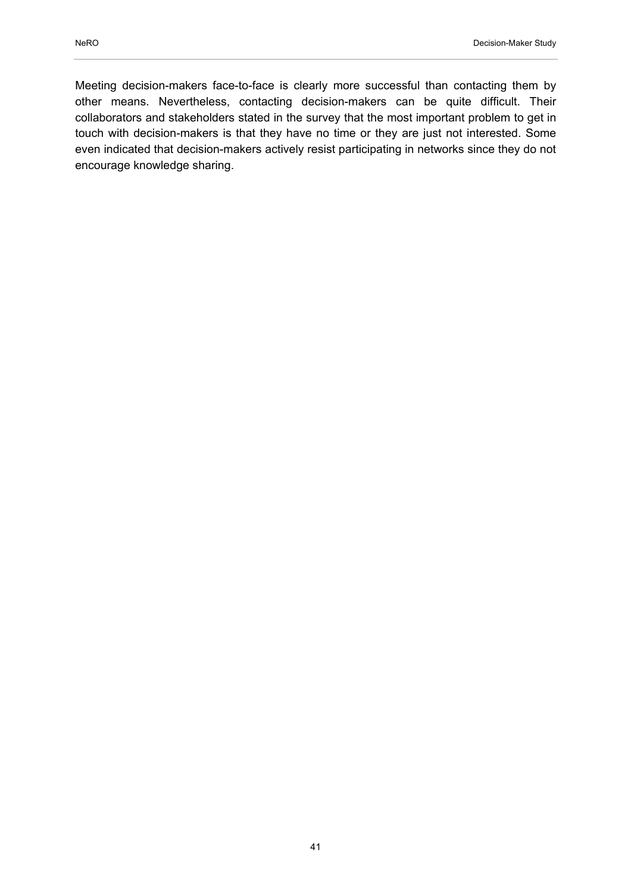Meeting decision-makers face-to-face is clearly more successful than contacting them by other means. Nevertheless, contacting decision-makers can be quite difficult. Their collaborators and stakeholders stated in the survey that the most important problem to get in touch with decision-makers is that they have no time or they are just not interested. Some even indicated that decision-makers actively resist participating in networks since they do not encourage knowledge sharing.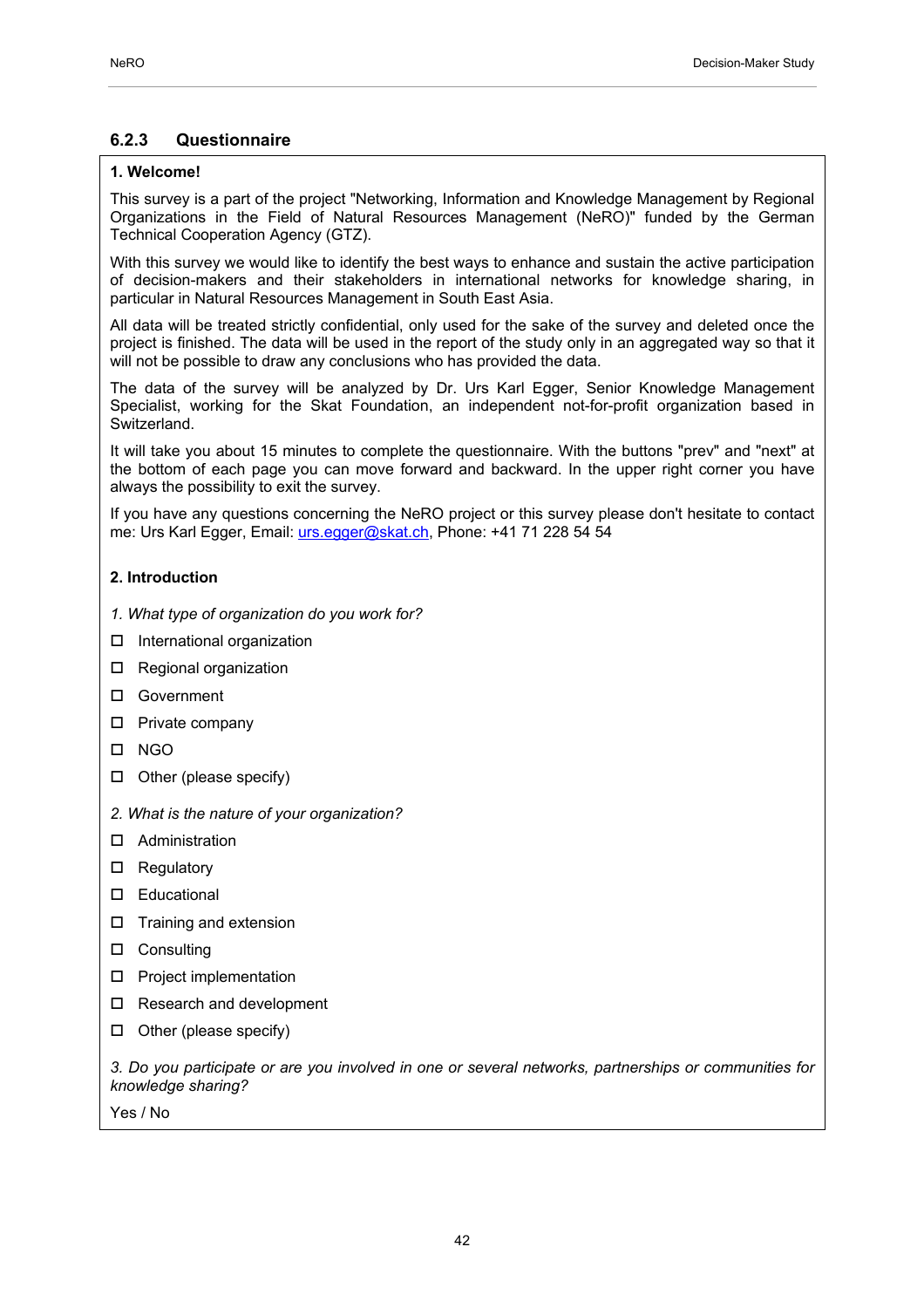### 6.2.3 Questionnaire

**1. Welcome!**

This survey is a part of the project "Networking, Information and Knowledge Management by Regional Organizations in the Field of Natural Resources Management (NeRO)" funded by the German Technical Cooperation Agency (GTZ).

With this survey we would like to identify the best ways to enhance and sustain the active participation of decision-makers and their stakeholders in international networks for knowledge sharing, in particular in Natural Resources Management in South East Asia.

All data will be treated strictly confidential, only used for the sake of the survey and deleted once the project is finished. The data will be used in the report of the study only in an aggregated way so that it will not be possible to draw any conclusions who has provided the data.

The data of the survey will be analyzed by Dr. Urs Karl Egger, Senior Knowledge Management Specialist, working for the Skat Foundation, an independent not-for-profit organization based in Switzerland.

It will take you about 15 minutes to complete the questionnaire. With the buttons "prev" and "next" at the bottom of each page you can move forward and backward. In the upper right corner you have always the possibility to exit the survey.

If you have any questions concerning the NeRO project or this survey please don't hesitate to contact me: Urs Karl Egger, Email: urs.egger@skat.ch, Phone: +41 71 228 54 54

**2. Introduction**

*1. What type of organization do you work for?*

- ☐ International organization
- ☐ Regional organization
- ☐ Government
- ☐ Private company
- ☐ NGO
- ☐ Other (please specify)

*2. What is the nature of your organization?*

- ☐ Administration
- ☐ Regulatory
- ☐ Educational
- ☐ Training and extension
- ☐ Consulting
- ☐ Project implementation
- ☐ Research and development
- ☐ Other (please specify)

*3. Do you participate or are you involved in one or several networks, partnerships or communities for knowledge sharing?*

Yes / No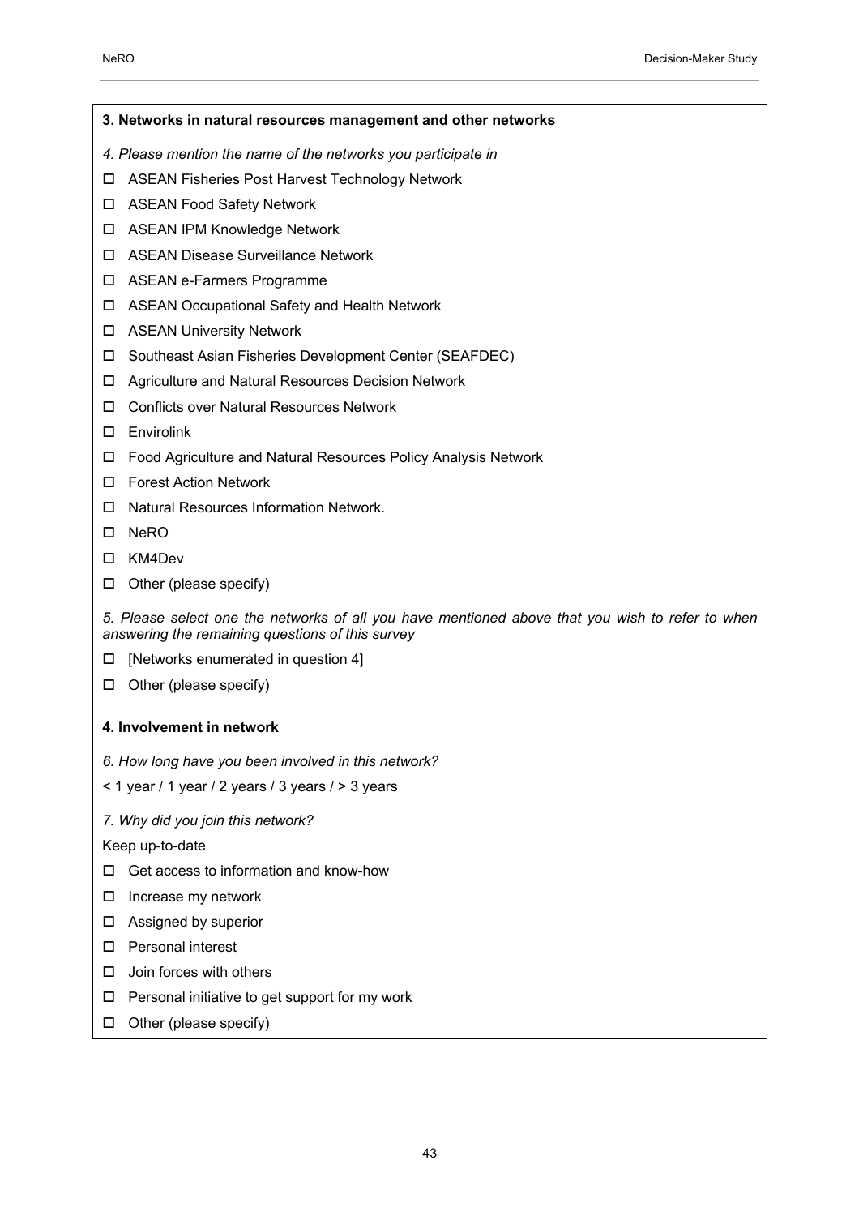**3. Networks in natural resources management and other networks**

*4. Please mention the name of the networks you participate in*

- ☐ ASEAN Fisheries Post Harvest Technology Network
- ☐ ASEAN Food Safety Network
- ☐ ASEAN IPM Knowledge Network
- ☐ ASEAN Disease Surveillance Network
- ☐ ASEAN e-Farmers Programme
- ☐ ASEAN Occupational Safety and Health Network
- ☐ ASEAN University Network
- ☐ Southeast Asian Fisheries Development Center (SEAFDEC)
- ☐ Agriculture and Natural Resources Decision Network
- ☐ Conflicts over Natural Resources Network
- ☐ Envirolink
- ☐ Food Agriculture and Natural Resources Policy Analysis Network
- ☐ Forest Action Network
- ☐ Natural Resources Information Network.
- ☐ NeRO
- ☐ KM4Dev
- ☐ Other (please specify)

*5. Please select one the networks of all you have mentioned above that you wish to refer to when answering the remaining questions of this survey*

- ☐ [Networks enumerated in question 4]
- ☐ Other (please specify)

**4. Involvement in network**

*6. How long have you been involved in this network?*

< 1 year / 1 year / 2 years / 3 years / > 3 years

*7. Why did you join this network?*

Keep up-to-date

- ☐ Get access to information and know-how
- ☐ Increase my network
- ☐ Assigned by superior
- ☐ Personal interest
- ☐ Join forces with others
- ☐ Personal initiative to get support for my work
- ☐ Other (please specify)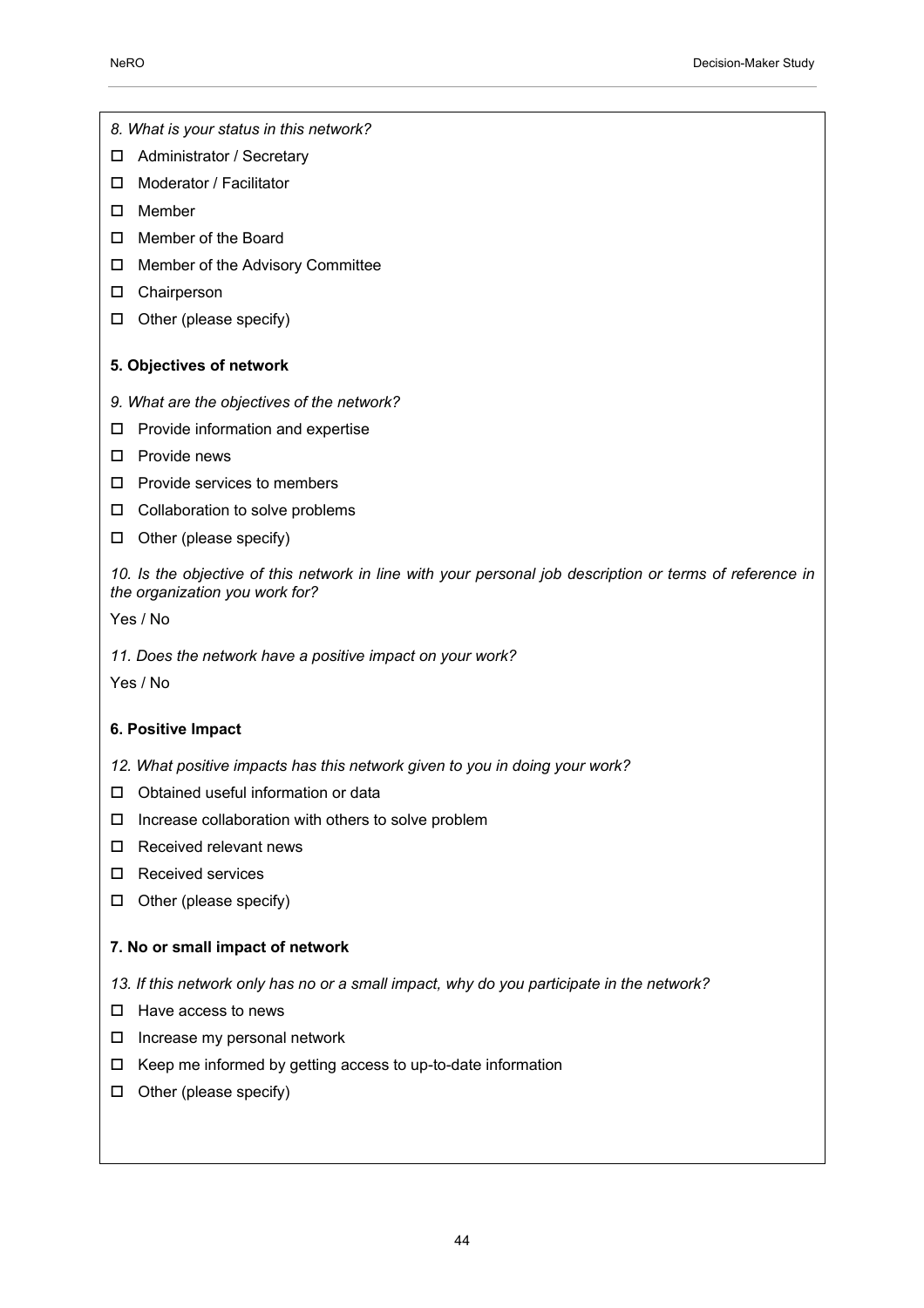*8. What is your status in this network?*

- ☐ Administrator / Secretary
- ☐ Moderator / Facilitator
- ☐ Member
- ☐ Member of the Board
- ☐ Member of the Advisory Committee
- ☐ Chairperson
- ☐ Other (please specify)

**5. Objectives of network**

*9. What are the objectives of the network?*

- ☐ Provide information and expertise
- ☐ Provide news
- ☐ Provide services to members
- ☐ Collaboration to solve problems
- ☐ Other (please specify)

*10. Is the objective of this network in line with your personal job description or terms of reference in the organization you work for?*

Yes / No

*11. Does the network have a positive impact on your work?*

Yes / No

**6. Positive Impact**

*12. What positive impacts has this network given to you in doing your work?*

- ☐ Obtained useful information or data
- ☐ Increase collaboration with others to solve problem
- ☐ Received relevant news
- ☐ Received services
- ☐ Other (please specify)

**7. No or small impact of network**

*13. If this network only has no or a small impact, why do you participate in the network?*

- ☐ Have access to news
- ☐ Increase my personal network
- ☐ Keep me informed by getting access to up-to-date information
- ☐ Other (please specify)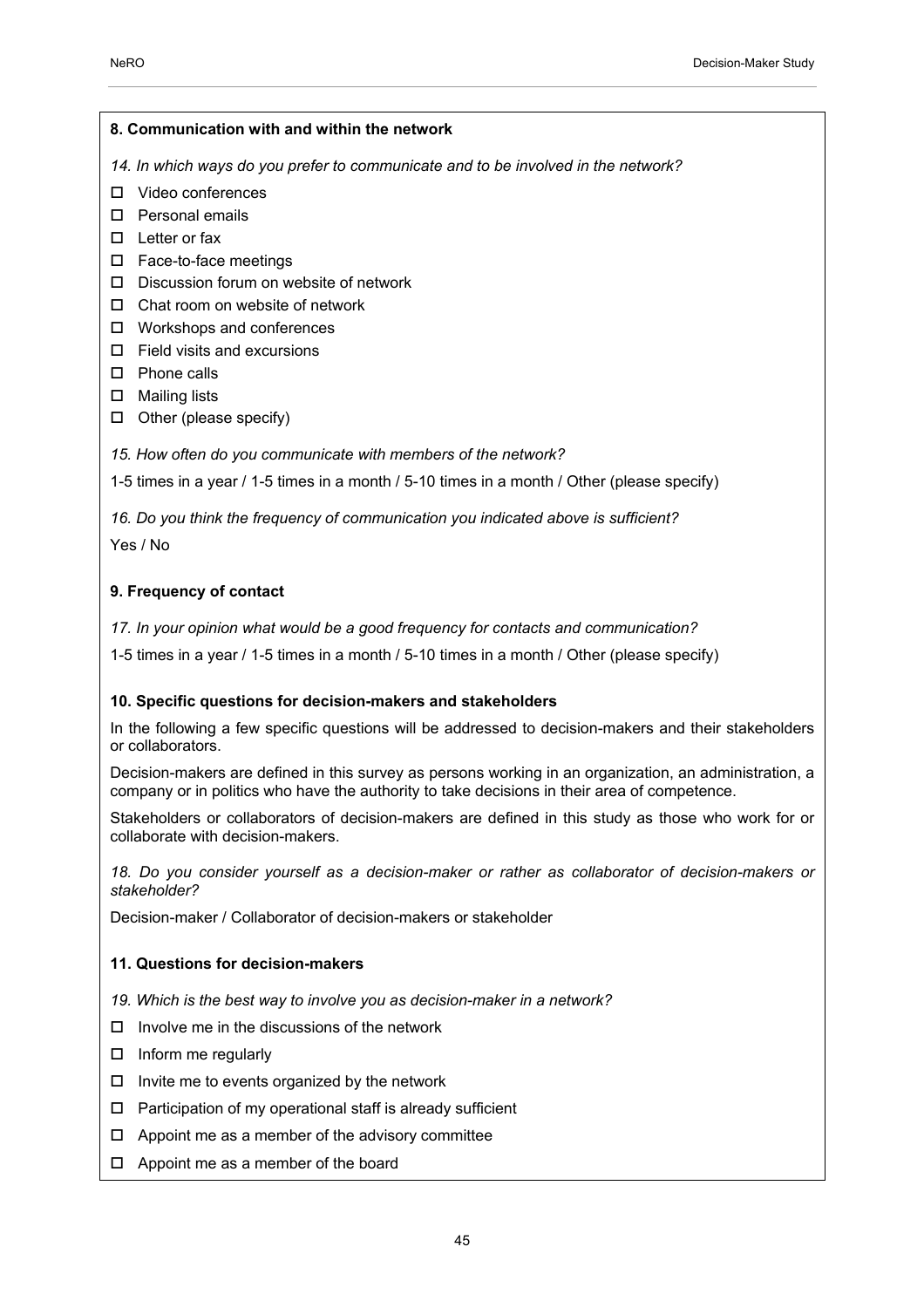### 8. Communication with and within the network

*14. In which ways do you prefer to communicate and to be involved in the network?*

- ☐ Video conferences
- ☐ Personal emails
- ☐ Letter or fax
- ☐ Face-to-face meetings
- ☐ Discussion forum on website of network
- ☐ Chat room on website of network
- ☐ Workshops and conferences
- ☐ Field visits and excursions
- ☐ Phone calls
- ☐ Mailing lists
- ☐ Other (please specify)

*15. How often do you communicate with members of the network?*

1-5 times in a year / 1-5 times in a month / 5-10 times in a month / Other (please specify)

*16. Do you think the frequency of communication you indicated above is sufficient?*

Yes / No

### 9. Frequency of contact

*17. In your opinion what would be a good frequency for contacts and communication?*

1-5 times in a year / 1-5 times in a month / 5-10 times in a month / Other (please specify)

### 10. Specific questions for decision-makers and stakeholders

In the following a few specific questions will be addressed to decision-makers and their stakeholders or collaborators.

Decision-makers are defined in this survey as persons working in an organization, an administration, a company or in politics who have the authority to take decisions in their area of competence.

Stakeholders or collaborators of decision-makers are defined in this study as those who work for or collaborate with decision-makers.

*18. Do you consider yourself as a decision-maker or rather as collaborator of decision-makers or stakeholder?*

Decision-maker / Collaborator of decision-makers or stakeholder

### 11. Questions for decision-makers

*19. Which is the best way to involve you as decision-maker in a network?*

- ☐ Involve me in the discussions of the network
- ☐ Inform me regularly
- ☐ Invite me to events organized by the network
- ☐ Participation of my operational staff is already sufficient
- ☐ Appoint me as a member of the advisory committee
- ☐ Appoint me as a member of the board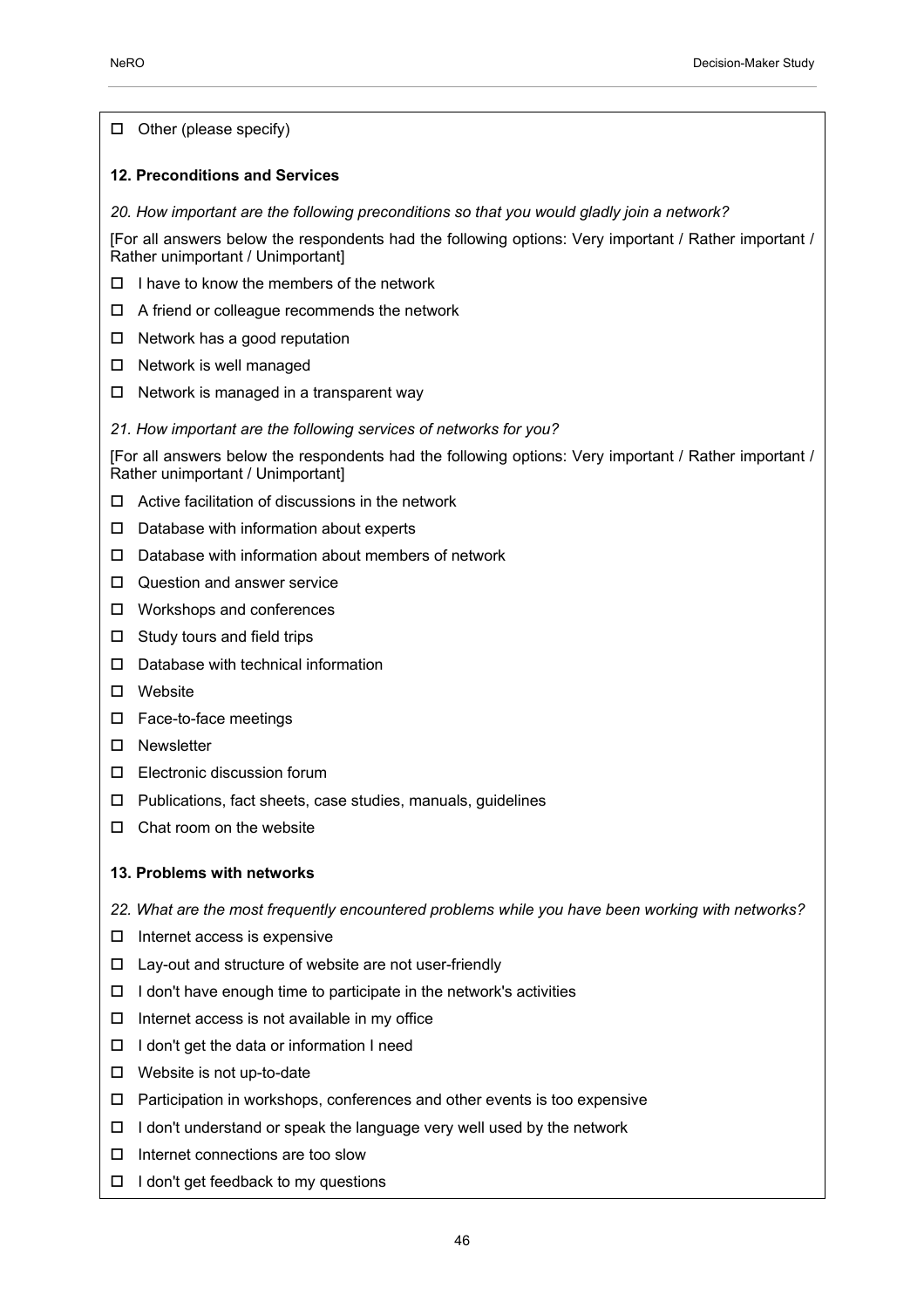- ☐ Other (please specify)

**12. Preconditions and Services**

*20. How important are the following preconditions so that you would gladly join a network?*

[For all answers below the respondents had the following options: Very important / Rather important / Rather unimportant / Unimportant]

- ☐ I have to know the members of the network
- ☐ A friend or colleague recommends the network
- ☐ Network has a good reputation
- ☐ Network is well managed
- ☐ Network is managed in a transparent way

*21. How important are the following services of networks for you?*

[For all answers below the respondents had the following options: Very important / Rather important / Rather unimportant / Unimportant]

- ☐ Active facilitation of discussions in the network
- ☐ Database with information about experts
- ☐ Database with information about members of network
- ☐ Question and answer service
- ☐ Workshops and conferences
- ☐ Study tours and field trips
- ☐ Database with technical information
- ☐ Website
- ☐ Face-to-face meetings
- ☐ Newsletter
- ☐ Electronic discussion forum
- ☐ Publications, fact sheets, case studies, manuals, guidelines
- ☐ Chat room on the website

**13. Problems with networks**

*22. What are the most frequently encountered problems while you have been working with networks?*

- ☐ Internet access is expensive
- ☐ Lay-out and structure of website are not user-friendly
- ☐ I don't have enough time to participate in the network's activities
- ☐ Internet access is not available in my office
- ☐ I don't get the data or information I need
- ☐ Website is not up-to-date
- ☐ Participation in workshops, conferences and other events is too expensive
- ☐ I don't understand or speak the language very well used by the network
- ☐ Internet connections are too slow
- ☐ I don't get feedback to my questions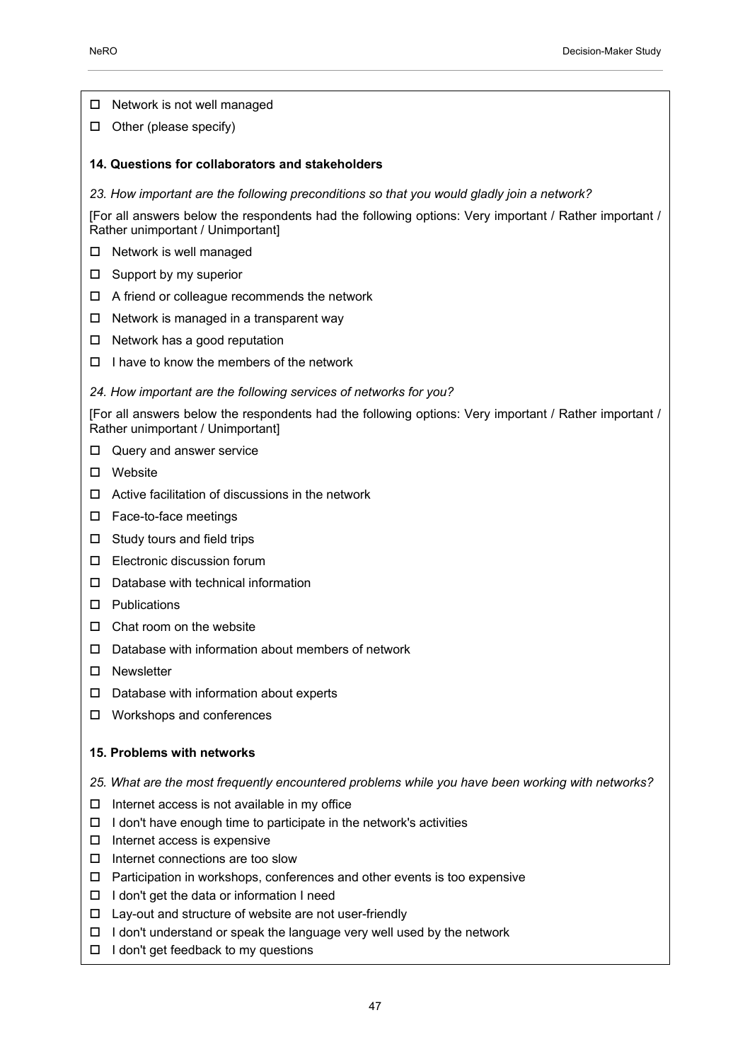- ☐ Network is not well managed
- ☐ Other (please specify)

**14. Questions for collaborators and stakeholders**

*23. How important are the following preconditions so that you would gladly join a network?*

[For all answers below the respondents had the following options: Very important / Rather important / Rather unimportant / Unimportant]

- ☐ Network is well managed
- ☐ Support by my superior
- ☐ A friend or colleague recommends the network
- ☐ Network is managed in a transparent way
- ☐ Network has a good reputation
- ☐ I have to know the members of the network

*24. How important are the following services of networks for you?*

[For all answers below the respondents had the following options: Very important / Rather important / Rather unimportant / Unimportant]

- ☐ Query and answer service
- ☐ Website
- ☐ Active facilitation of discussions in the network
- ☐ Face-to-face meetings
- ☐ Study tours and field trips
- ☐ Electronic discussion forum
- ☐ Database with technical information
- ☐ Publications
- ☐ Chat room on the website
- ☐ Database with information about members of network
- ☐ Newsletter
- ☐ Database with information about experts
- ☐ Workshops and conferences

**15. Problems with networks**

*25. What are the most frequently encountered problems while you have been working with networks?*

- ☐ Internet access is not available in my office
- ☐ I don't have enough time to participate in the network's activities
- ☐ Internet access is expensive
- ☐ Internet connections are too slow
- ☐ Participation in workshops, conferences and other events is too expensive
- ☐ I don't get the data or information I need
- ☐ Lay-out and structure of website are not user-friendly
- ☐ I don't understand or speak the language very well used by the network
- ☐ I don't get feedback to my questions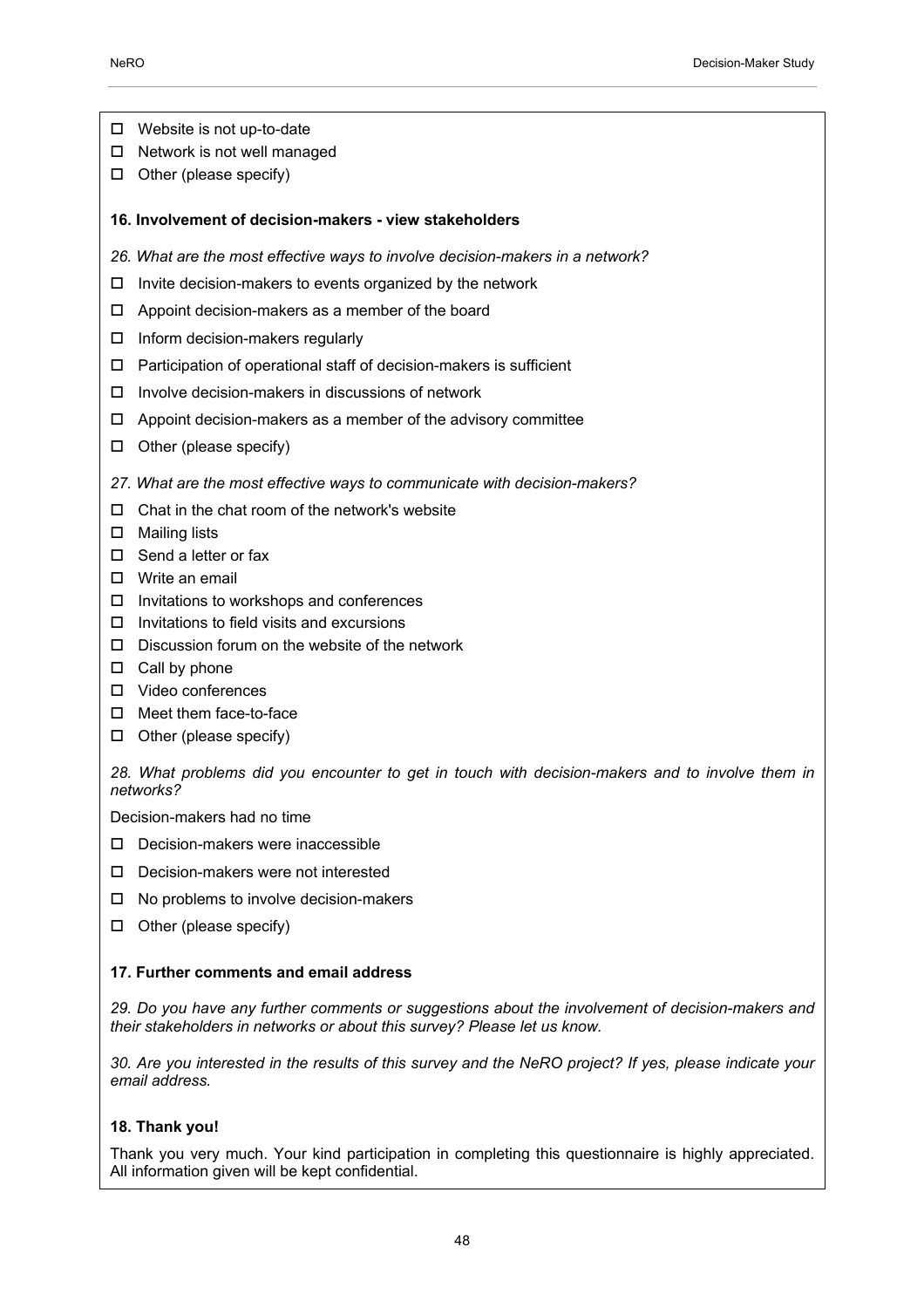- ☐ Website is not up-to-date
- ☐ Network is not well managed
- ☐ Other (please specify)

**16. Involvement of decision-makers - view stakeholders**

*26. What are the most effective ways to involve decision-makers in a network?*

- ☐ Invite decision-makers to events organized by the network
- ☐ Appoint decision-makers as a member of the board
- ☐ Inform decision-makers regularly
- ☐ Participation of operational staff of decision-makers is sufficient
- ☐ Involve decision-makers in discussions of network
- ☐ Appoint decision-makers as a member of the advisory committee
- ☐ Other (please specify)

*27. What are the most effective ways to communicate with decision-makers?*

- ☐ Chat in the chat room of the network's website
- ☐ Mailing lists
- ☐ Send a letter or fax
- ☐ Write an email
- ☐ Invitations to workshops and conferences
- ☐ Invitations to field visits and excursions
- ☐ Discussion forum on the website of the network
- ☐ Call by phone
- ☐ Video conferences
- ☐ Meet them face-to-face
- ☐ Other (please specify)

*28. What problems did you encounter to get in touch with decision-makers and to involve them in networks?*

Decision-makers had no time

- ☐ Decision-makers were inaccessible
- ☐ Decision-makers were not interested
- ☐ No problems to involve decision-makers
- ☐ Other (please specify)

**17. Further comments and email address**

*29. Do you have any further comments or suggestions about the involvement of decision-makers and their stakeholders in networks or about this survey? Please let us know.*

*30. Are you interested in the results of this survey and the NeRO project? If yes, please indicate your email address.*

**18. Thank you!**

Thank you very much. Your kind participation in completing this questionnaire is highly appreciated. All information given will be kept confidential.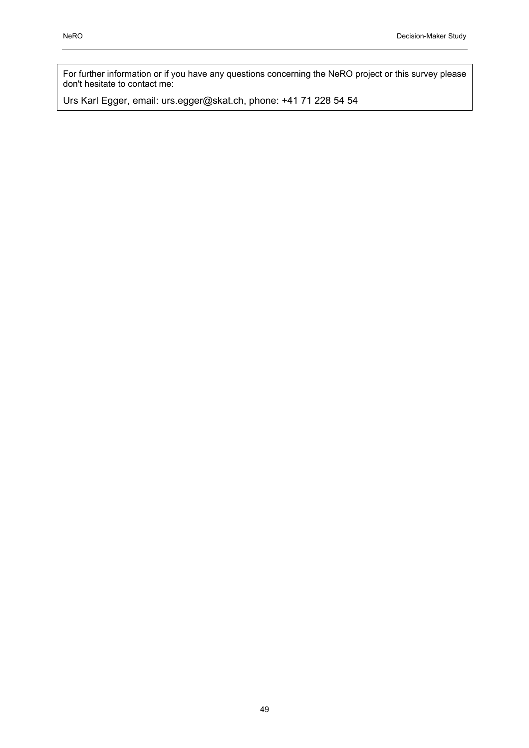For further information or if you have any questions concerning the NeRO project or this survey please don't hesitate to contact me:

Urs Karl Egger, email: urs.egger@skat.ch, phone: +41 71 228 54 54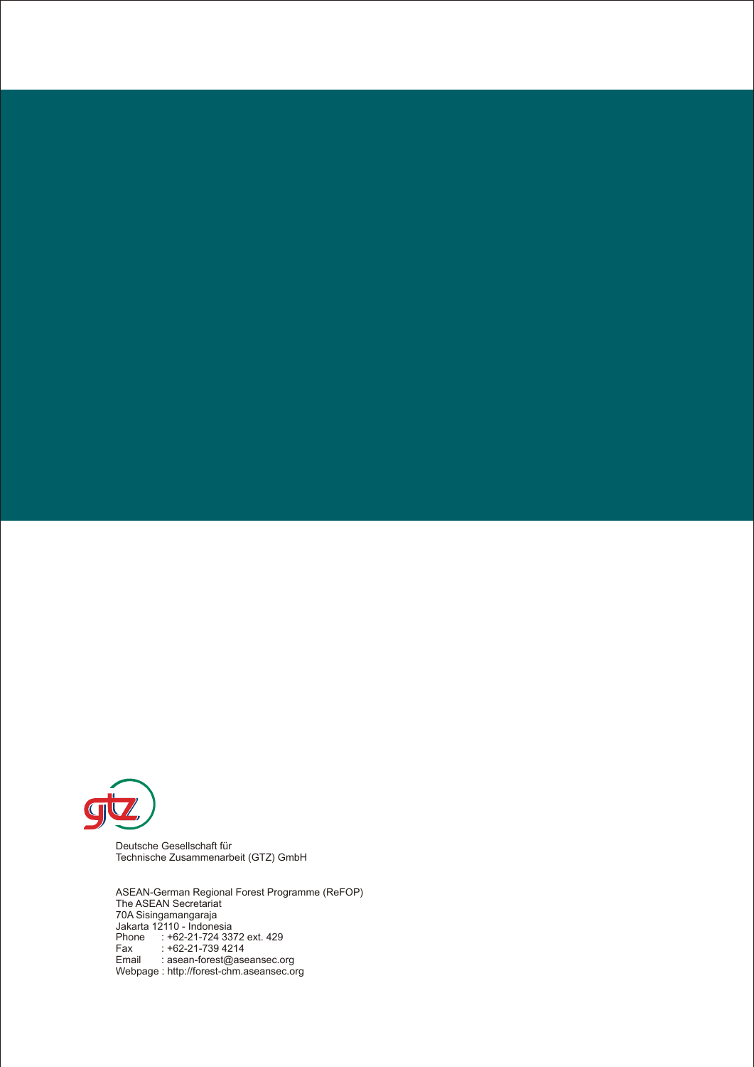Deutsche Gesellschaft für
Technische Zusammenarbeit (GTZ) GmbH

ASEAN-German Regional Forest Programme (ReFOP)
The ASEAN Secretariat
70A Sisingamangaraja
Jakarta 12110 - Indonesia
Phone : +62-21-724 3372 ext. 429
Fax : +62-21-739 4214
Email : asean-forest@aseansec.org
Webpage : http://forest-chm.aseansec.org